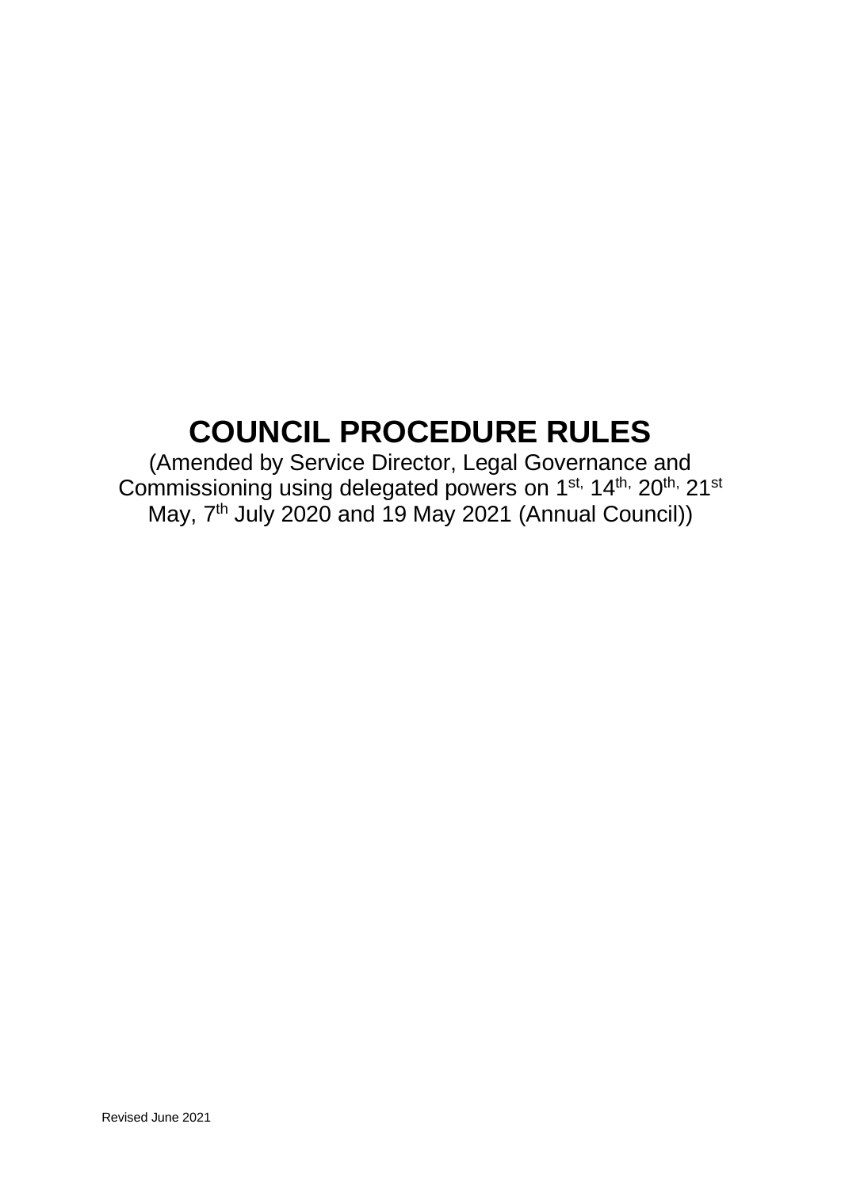# COUNCIL PROCEDURE RULES

(Amended by Service Director, Legal Governance and Commissioning using delegated powers on 1st, 14th, 20th, 21st May, 7th July 2020 and 19 May 2021 (Annual Council))

Revised June 2021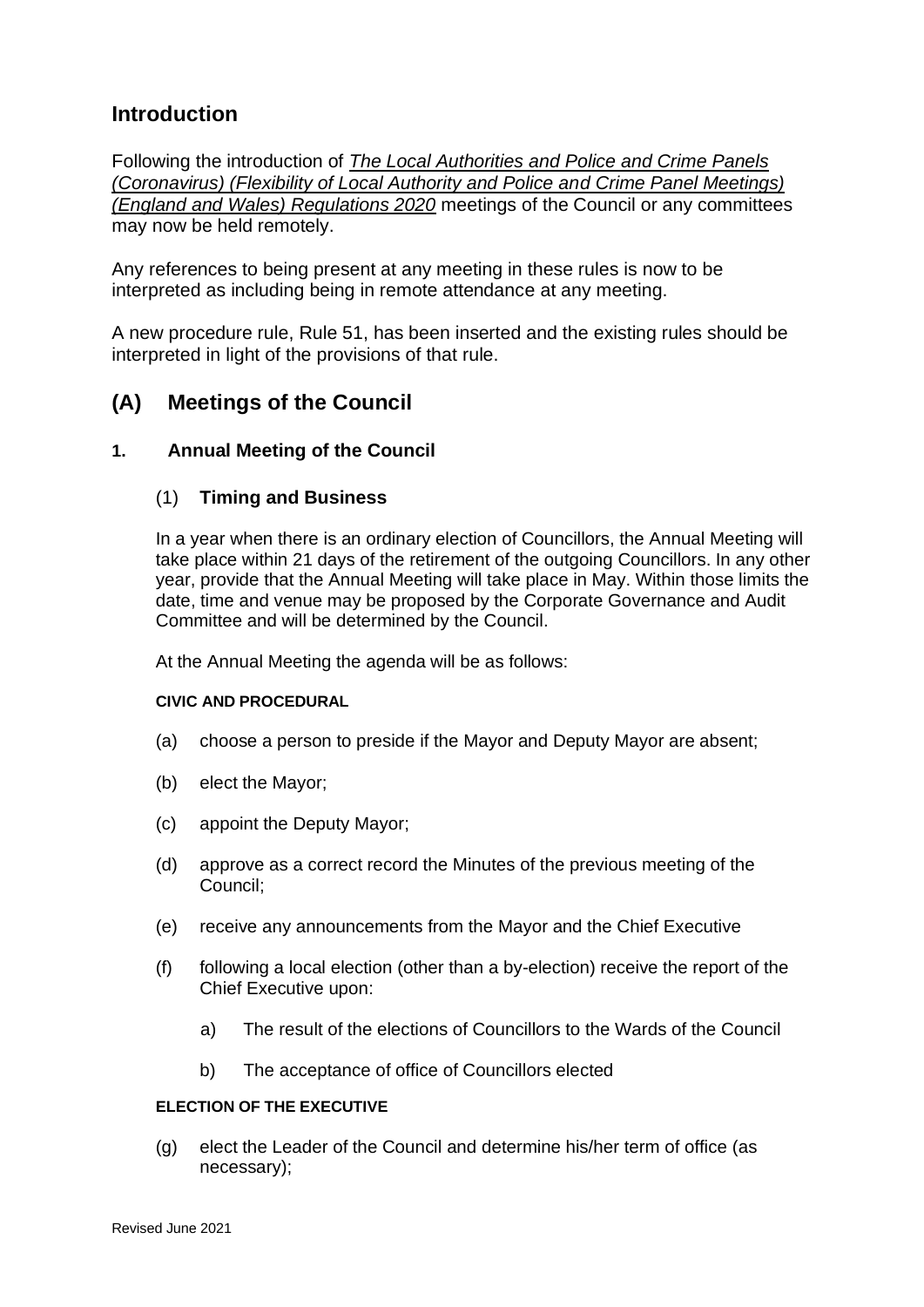## Introduction

Following the introduction of *The Local Authorities and Police and Crime Panels (Coronavirus) (Flexibility of Local Authority and Police and Crime Panel Meetings) (England and Wales) Regulations 2020* meetings of the Council or any committees may now be held remotely.

Any references to being present at any meeting in these rules is now to be interpreted as including being in remote attendance at any meeting.

A new procedure rule, Rule 51, has been inserted and the existing rules should be interpreted in light of the provisions of that rule.

## (A) Meetings of the Council

### 1. Annual Meeting of the Council

#### (1) Timing and Business

In a year when there is an ordinary election of Councillors, the Annual Meeting will take place within 21 days of the retirement of the outgoing Councillors. In any other year, provide that the Annual Meeting will take place in May. Within those limits the date, time and venue may be proposed by the Corporate Governance and Audit Committee and will be determined by the Council.

At the Annual Meeting the agenda will be as follows:

**CIVIC AND PROCEDURAL**

(a) choose a person to preside if the Mayor and Deputy Mayor are absent;

(b) elect the Mayor;

(c) appoint the Deputy Mayor;

(d) approve as a correct record the Minutes of the previous meeting of the Council;

(e) receive any announcements from the Mayor and the Chief Executive

(f) following a local election (other than a by-election) receive the report of the Chief Executive upon:

  a) The result of the elections of Councillors to the Wards of the Council

  b) The acceptance of office of Councillors elected

**ELECTION OF THE EXECUTIVE**

(g) elect the Leader of the Council and determine his/her term of office (as necessary);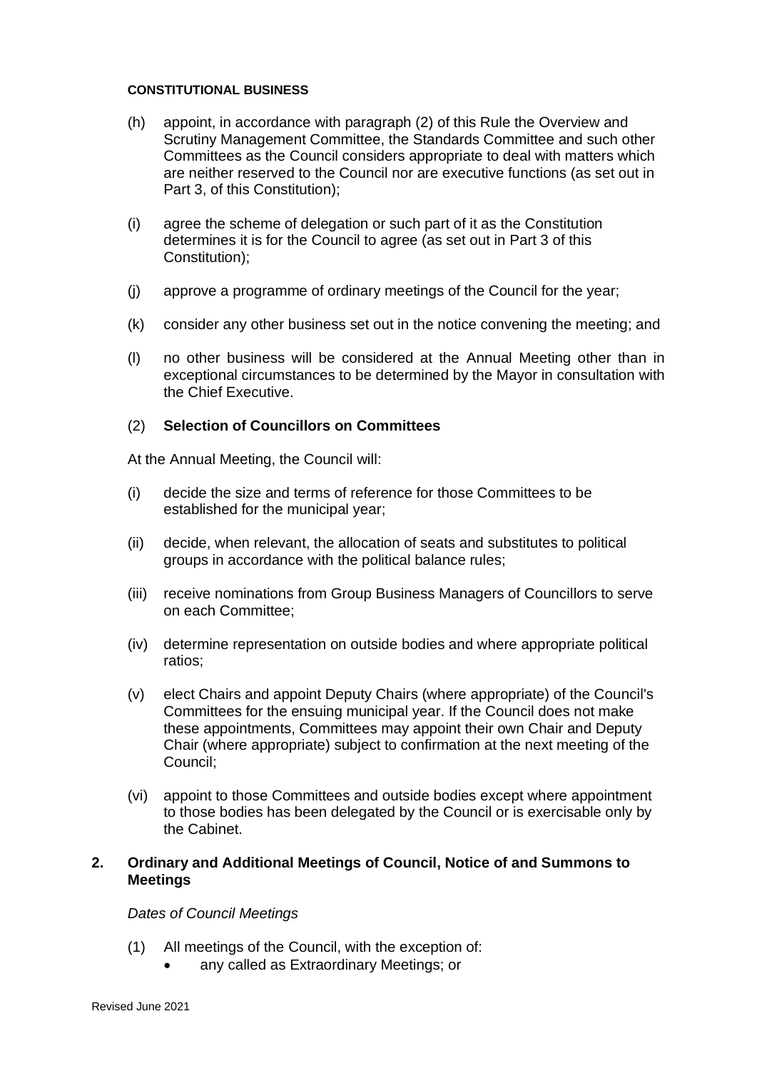**CONSTITUTIONAL BUSINESS**

(h) appoint, in accordance with paragraph (2) of this Rule the Overview and Scrutiny Management Committee, the Standards Committee and such other Committees as the Council considers appropriate to deal with matters which are neither reserved to the Council nor are executive functions (as set out in Part 3, of this Constitution);

(i) agree the scheme of delegation or such part of it as the Constitution determines it is for the Council to agree (as set out in Part 3 of this Constitution);

(j) approve a programme of ordinary meetings of the Council for the year;

(k) consider any other business set out in the notice convening the meeting; and

(l) no other business will be considered at the Annual Meeting other than in exceptional circumstances to be determined by the Mayor in consultation with the Chief Executive.

(2) **Selection of Councillors on Committees**

At the Annual Meeting, the Council will:

(i) decide the size and terms of reference for those Committees to be established for the municipal year;

(ii) decide, when relevant, the allocation of seats and substitutes to political groups in accordance with the political balance rules;

(iii) receive nominations from Group Business Managers of Councillors to serve on each Committee;

(iv) determine representation on outside bodies and where appropriate political ratios;

(v) elect Chairs and appoint Deputy Chairs (where appropriate) of the Council's Committees for the ensuing municipal year. If the Council does not make these appointments, Committees may appoint their own Chair and Deputy Chair (where appropriate) subject to confirmation at the next meeting of the Council;

(vi) appoint to those Committees and outside bodies except where appointment to those bodies has been delegated by the Council or is exercisable only by the Cabinet.

## 2. Ordinary and Additional Meetings of Council, Notice of and Summons to Meetings

*Dates of Council Meetings*

(1) All meetings of the Council, with the exception of:

- any called as Extraordinary Meetings; or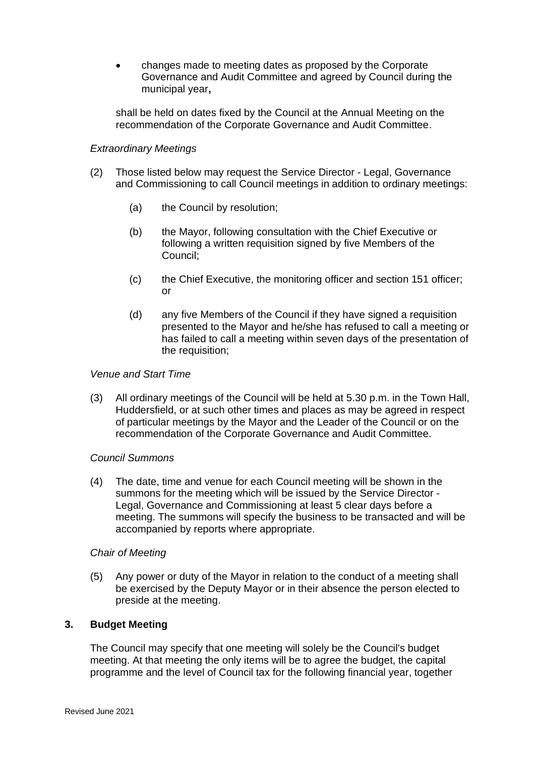- changes made to meeting dates as proposed by the Corporate Governance and Audit Committee and agreed by Council during the municipal year**,**

shall be held on dates fixed by the Council at the Annual Meeting on the recommendation of the Corporate Governance and Audit Committee.

*Extraordinary Meetings*

(2) Those listed below may request the Service Director - Legal, Governance and Commissioning to call Council meetings in addition to ordinary meetings:

(a) the Council by resolution;

(b) the Mayor, following consultation with the Chief Executive or following a written requisition signed by five Members of the Council;

(c) the Chief Executive, the monitoring officer and section 151 officer; or

(d) any five Members of the Council if they have signed a requisition presented to the Mayor and he/she has refused to call a meeting or has failed to call a meeting within seven days of the presentation of the requisition;

*Venue and Start Time*

(3) All ordinary meetings of the Council will be held at 5.30 p.m. in the Town Hall, Huddersfield, or at such other times and places as may be agreed in respect of particular meetings by the Mayor and the Leader of the Council or on the recommendation of the Corporate Governance and Audit Committee.

*Council Summons*

(4) The date, time and venue for each Council meeting will be shown in the summons for the meeting which will be issued by the Service Director - Legal, Governance and Commissioning at least 5 clear days before a meeting. The summons will specify the business to be transacted and will be accompanied by reports where appropriate.

*Chair of Meeting*

(5) Any power or duty of the Mayor in relation to the conduct of a meeting shall be exercised by the Deputy Mayor or in their absence the person elected to preside at the meeting.

## 3. Budget Meeting

The Council may specify that one meeting will solely be the Council's budget meeting. At that meeting the only items will be to agree the budget, the capital programme and the level of Council tax for the following financial year, together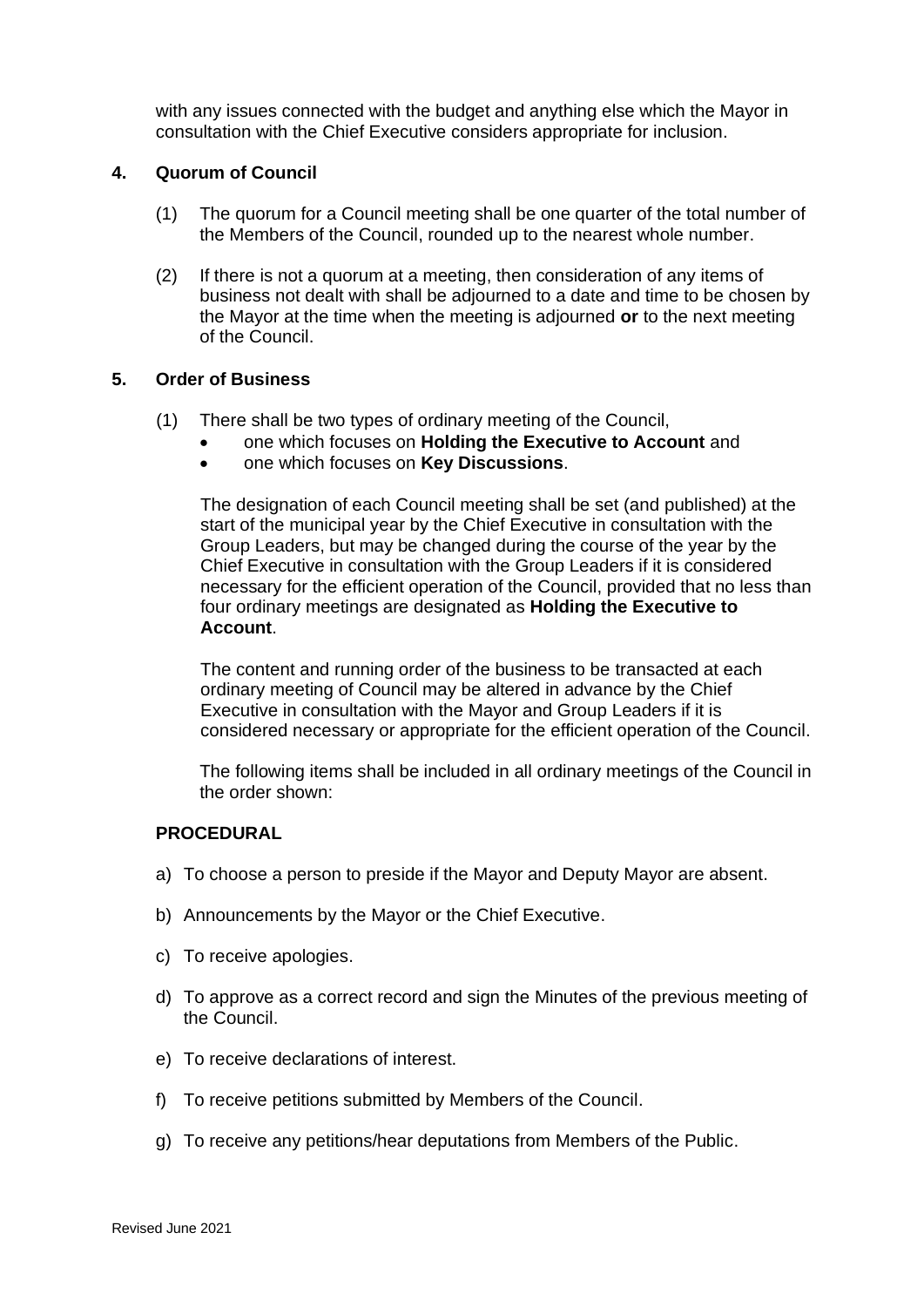with any issues connected with the budget and anything else which the Mayor in consultation with the Chief Executive considers appropriate for inclusion.

### 4. Quorum of Council

(1) The quorum for a Council meeting shall be one quarter of the total number of the Members of the Council, rounded up to the nearest whole number.

(2) If there is not a quorum at a meeting, then consideration of any items of business not dealt with shall be adjourned to a date and time to be chosen by the Mayor at the time when the meeting is adjourned **or** to the next meeting of the Council.

### 5. Order of Business

(1) There shall be two types of ordinary meeting of the Council,

- one which focuses on **Holding the Executive to Account** and
- one which focuses on **Key Discussions**.

The designation of each Council meeting shall be set (and published) at the start of the municipal year by the Chief Executive in consultation with the Group Leaders, but may be changed during the course of the year by the Chief Executive in consultation with the Group Leaders if it is considered necessary for the efficient operation of the Council, provided that no less than four ordinary meetings are designated as **Holding the Executive to Account**.

The content and running order of the business to be transacted at each ordinary meeting of Council may be altered in advance by the Chief Executive in consultation with the Mayor and Group Leaders if it is considered necessary or appropriate for the efficient operation of the Council.

The following items shall be included in all ordinary meetings of the Council in the order shown:

**PROCEDURAL**

a) To choose a person to preside if the Mayor and Deputy Mayor are absent.

b) Announcements by the Mayor or the Chief Executive.

c) To receive apologies.

d) To approve as a correct record and sign the Minutes of the previous meeting of the Council.

e) To receive declarations of interest.

f) To receive petitions submitted by Members of the Council.

g) To receive any petitions/hear deputations from Members of the Public.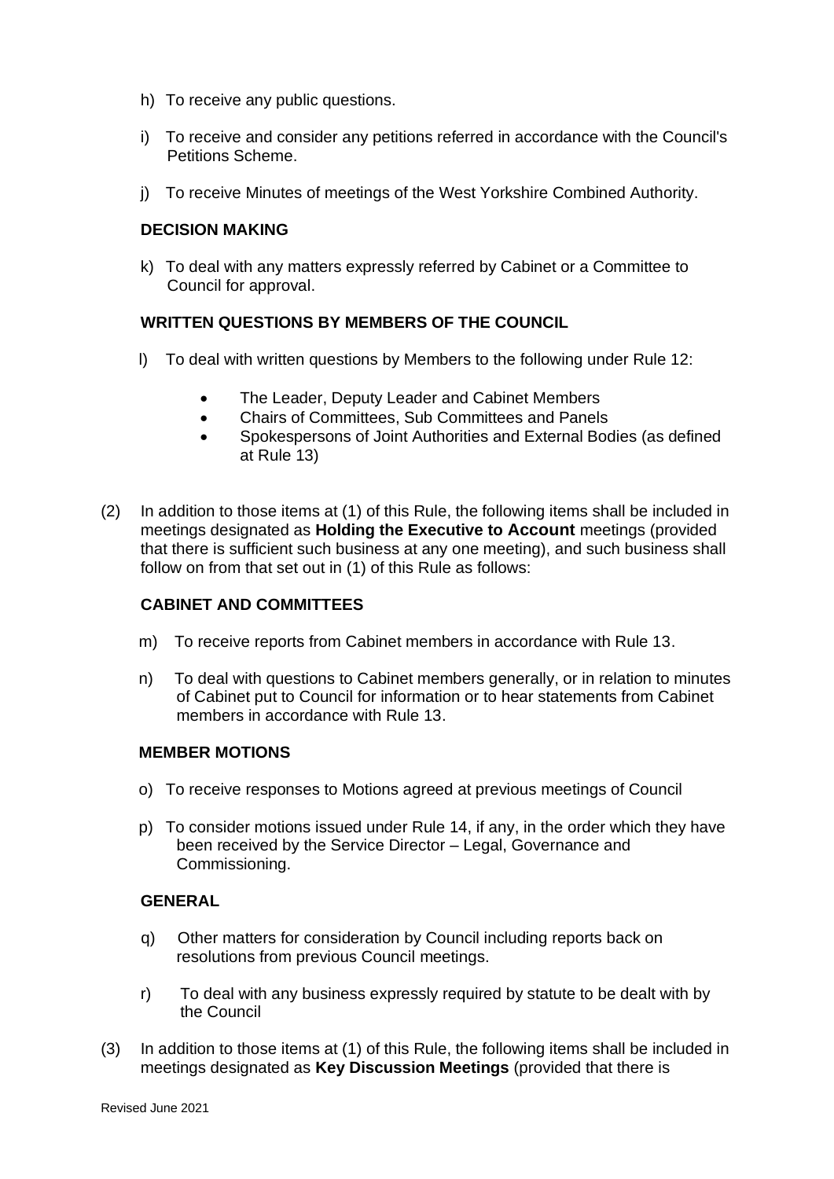h) To receive any public questions.

i) To receive and consider any petitions referred in accordance with the Council's Petitions Scheme.

j) To receive Minutes of meetings of the West Yorkshire Combined Authority.

**DECISION MAKING**

k) To deal with any matters expressly referred by Cabinet or a Committee to Council for approval.

**WRITTEN QUESTIONS BY MEMBERS OF THE COUNCIL**

l) To deal with written questions by Members to the following under Rule 12:

- The Leader, Deputy Leader and Cabinet Members
- Chairs of Committees, Sub Committees and Panels
- Spokespersons of Joint Authorities and External Bodies (as defined at Rule 13)

(2) In addition to those items at (1) of this Rule, the following items shall be included in meetings designated as **Holding the Executive to Account** meetings (provided that there is sufficient such business at any one meeting), and such business shall follow on from that set out in (1) of this Rule as follows:

**CABINET AND COMMITTEES**

m) To receive reports from Cabinet members in accordance with Rule 13.

n) To deal with questions to Cabinet members generally, or in relation to minutes of Cabinet put to Council for information or to hear statements from Cabinet members in accordance with Rule 13.

**MEMBER MOTIONS**

o) To receive responses to Motions agreed at previous meetings of Council

p) To consider motions issued under Rule 14, if any, in the order which they have been received by the Service Director – Legal, Governance and Commissioning.

**GENERAL**

q) Other matters for consideration by Council including reports back on resolutions from previous Council meetings.

r) To deal with any business expressly required by statute to be dealt with by the Council

(3) In addition to those items at (1) of this Rule, the following items shall be included in meetings designated as **Key Discussion Meetings** (provided that there is

Revised June 2021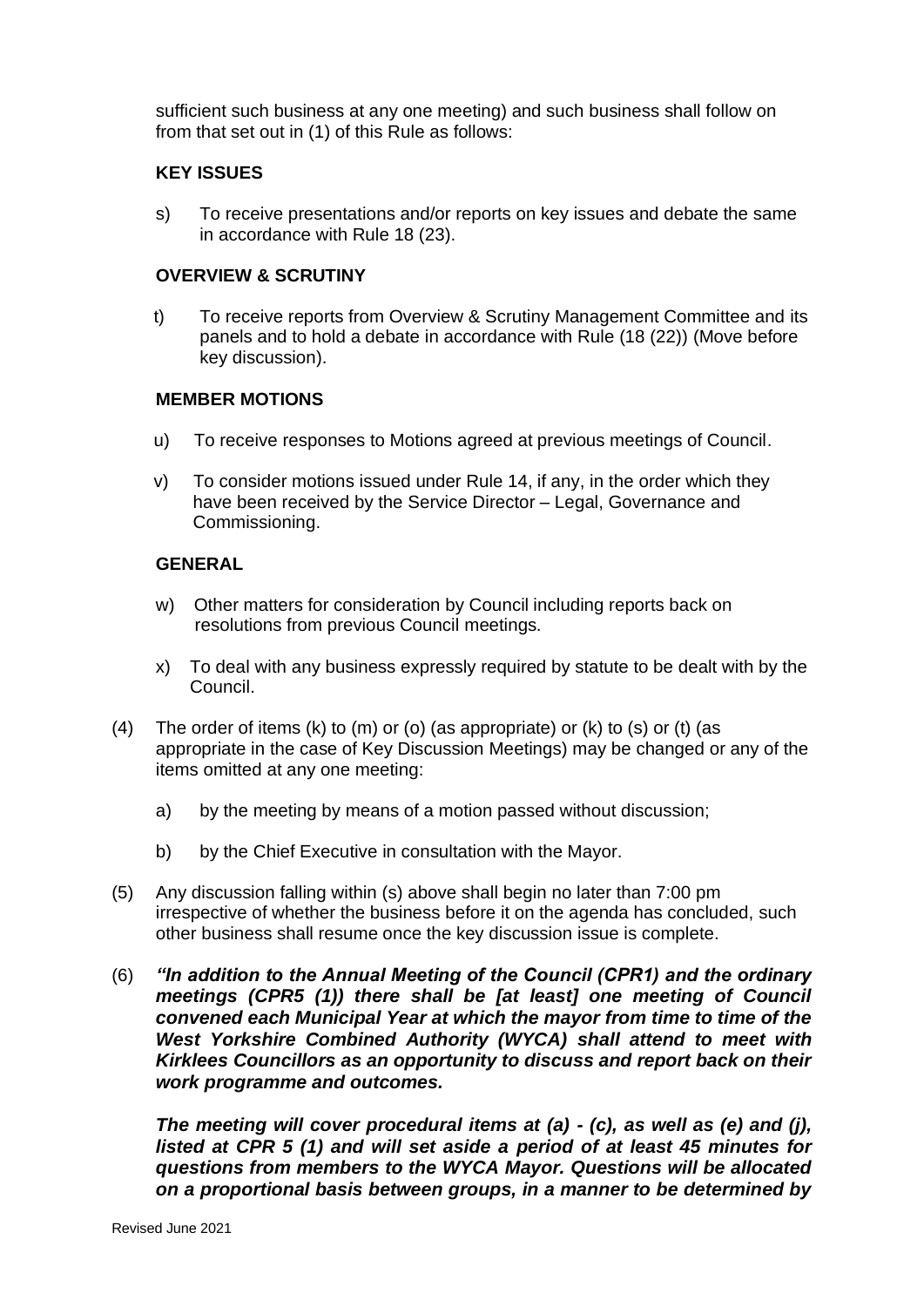sufficient such business at any one meeting) and such business shall follow on from that set out in (1) of this Rule as follows:

**KEY ISSUES**

s) To receive presentations and/or reports on key issues and debate the same in accordance with Rule 18 (23).

**OVERVIEW & SCRUTINY**

t) To receive reports from Overview & Scrutiny Management Committee and its panels and to hold a debate in accordance with Rule (18 (22)) (Move before key discussion).

**MEMBER MOTIONS**

u) To receive responses to Motions agreed at previous meetings of Council.

v) To consider motions issued under Rule 14, if any, in the order which they have been received by the Service Director – Legal, Governance and Commissioning.

**GENERAL**

w) Other matters for consideration by Council including reports back on resolutions from previous Council meetings.

x) To deal with any business expressly required by statute to be dealt with by the Council.

(4) The order of items (k) to (m) or (o) (as appropriate) or (k) to (s) or (t) (as appropriate in the case of Key Discussion Meetings) may be changed or any of the items omitted at any one meeting:

a) by the meeting by means of a motion passed without discussion;

b) by the Chief Executive in consultation with the Mayor.

(5) Any discussion falling within (s) above shall begin no later than 7:00 pm irrespective of whether the business before it on the agenda has concluded, such other business shall resume once the key discussion issue is complete.

(6) ***"In addition to the Annual Meeting of the Council (CPR1) and the ordinary meetings (CPR5 (1)) there shall be [at least] one meeting of Council convened each Municipal Year at which the mayor from time to time of the West Yorkshire Combined Authority (WYCA) shall attend to meet with Kirklees Councillors as an opportunity to discuss and report back on their work programme and outcomes.***

***The meeting will cover procedural items at (a) - (c), as well as (e) and (j), listed at CPR 5 (1) and will set aside a period of at least 45 minutes for questions from members to the WYCA Mayor. Questions will be allocated on a proportional basis between groups, in a manner to be determined by***

Revised June 2021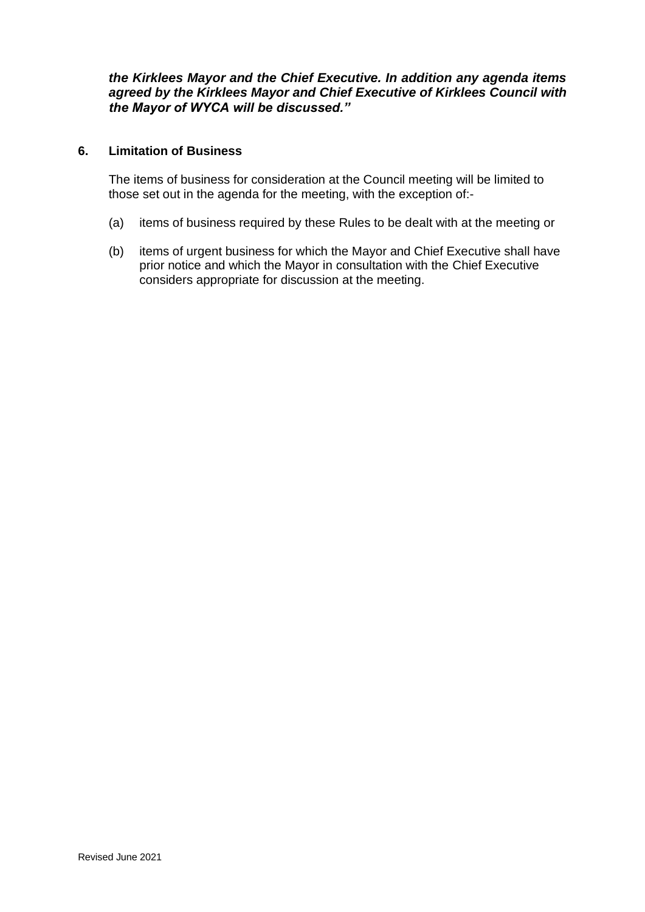***the Kirklees Mayor and the Chief Executive. In addition any agenda items agreed by the Kirklees Mayor and Chief Executive of Kirklees Council with the Mayor of WYCA will be discussed."***

## 6. Limitation of Business

The items of business for consideration at the Council meeting will be limited to those set out in the agenda for the meeting, with the exception of:-

(a) items of business required by these Rules to be dealt with at the meeting or

(b) items of urgent business for which the Mayor and Chief Executive shall have prior notice and which the Mayor in consultation with the Chief Executive considers appropriate for discussion at the meeting.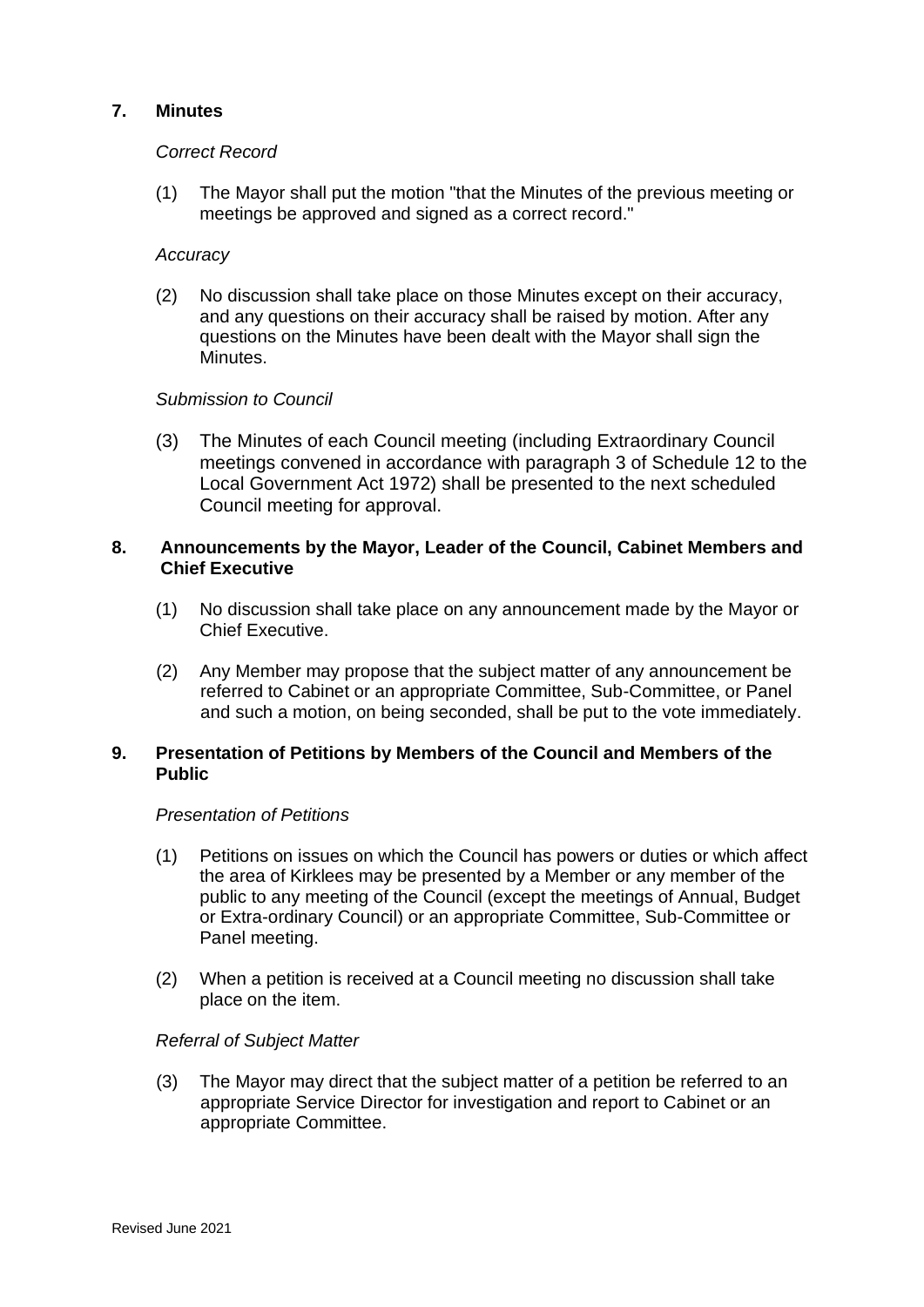## 7. Minutes

*Correct Record*

(1) The Mayor shall put the motion "that the Minutes of the previous meeting or meetings be approved and signed as a correct record."

*Accuracy*

(2) No discussion shall take place on those Minutes except on their accuracy, and any questions on their accuracy shall be raised by motion. After any questions on the Minutes have been dealt with the Mayor shall sign the Minutes.

*Submission to Council*

(3) The Minutes of each Council meeting (including Extraordinary Council meetings convened in accordance with paragraph 3 of Schedule 12 to the Local Government Act 1972) shall be presented to the next scheduled Council meeting for approval.

## 8. Announcements by the Mayor, Leader of the Council, Cabinet Members and Chief Executive

(1) No discussion shall take place on any announcement made by the Mayor or Chief Executive.

(2) Any Member may propose that the subject matter of any announcement be referred to Cabinet or an appropriate Committee, Sub-Committee, or Panel and such a motion, on being seconded, shall be put to the vote immediately.

## 9. Presentation of Petitions by Members of the Council and Members of the Public

*Presentation of Petitions*

(1) Petitions on issues on which the Council has powers or duties or which affect the area of Kirklees may be presented by a Member or any member of the public to any meeting of the Council (except the meetings of Annual, Budget or Extra-ordinary Council) or an appropriate Committee, Sub-Committee or Panel meeting.

(2) When a petition is received at a Council meeting no discussion shall take place on the item.

*Referral of Subject Matter*

(3) The Mayor may direct that the subject matter of a petition be referred to an appropriate Service Director for investigation and report to Cabinet or an appropriate Committee.

Revised June 2021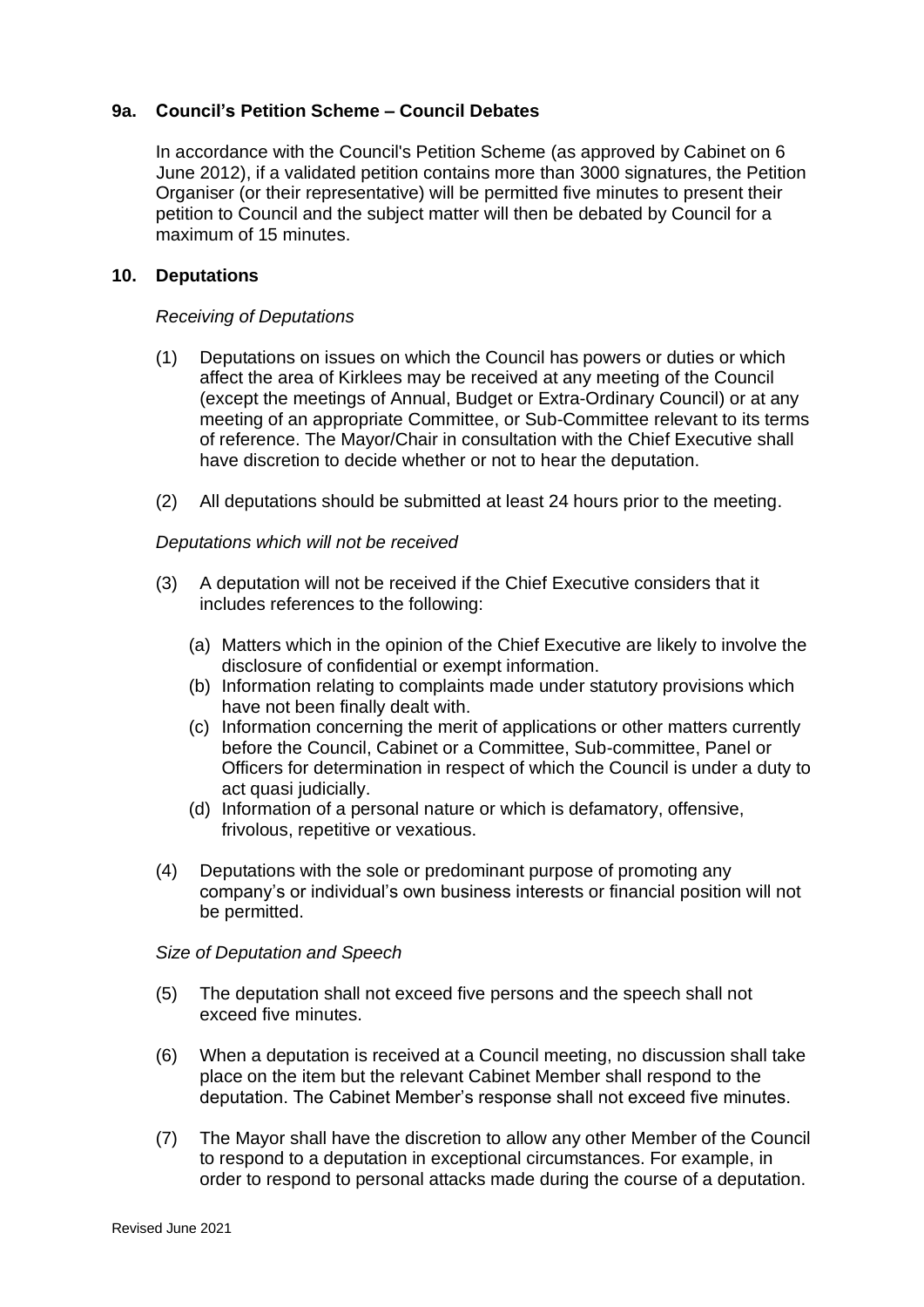## 9a. Council's Petition Scheme – Council Debates

In accordance with the Council's Petition Scheme (as approved by Cabinet on 6 June 2012), if a validated petition contains more than 3000 signatures, the Petition Organiser (or their representative) will be permitted five minutes to present their petition to Council and the subject matter will then be debated by Council for a maximum of 15 minutes.

## 10. Deputations

*Receiving of Deputations*

(1) Deputations on issues on which the Council has powers or duties or which affect the area of Kirklees may be received at any meeting of the Council (except the meetings of Annual, Budget or Extra-Ordinary Council) or at any meeting of an appropriate Committee, or Sub-Committee relevant to its terms of reference. The Mayor/Chair in consultation with the Chief Executive shall have discretion to decide whether or not to hear the deputation.

(2) All deputations should be submitted at least 24 hours prior to the meeting.

*Deputations which will not be received*

(3) A deputation will not be received if the Chief Executive considers that it includes references to the following:

   (a) Matters which in the opinion of the Chief Executive are likely to involve the disclosure of confidential or exempt information.
   (b) Information relating to complaints made under statutory provisions which have not been finally dealt with.
   (c) Information concerning the merit of applications or other matters currently before the Council, Cabinet or a Committee, Sub-committee, Panel or Officers for determination in respect of which the Council is under a duty to act quasi judicially.
   (d) Information of a personal nature or which is defamatory, offensive, frivolous, repetitive or vexatious.

(4) Deputations with the sole or predominant purpose of promoting any company's or individual's own business interests or financial position will not be permitted.

*Size of Deputation and Speech*

(5) The deputation shall not exceed five persons and the speech shall not exceed five minutes.

(6) When a deputation is received at a Council meeting, no discussion shall take place on the item but the relevant Cabinet Member shall respond to the deputation. The Cabinet Member's response shall not exceed five minutes.

(7) The Mayor shall have the discretion to allow any other Member of the Council to respond to a deputation in exceptional circumstances. For example, in order to respond to personal attacks made during the course of a deputation.

Revised June 2021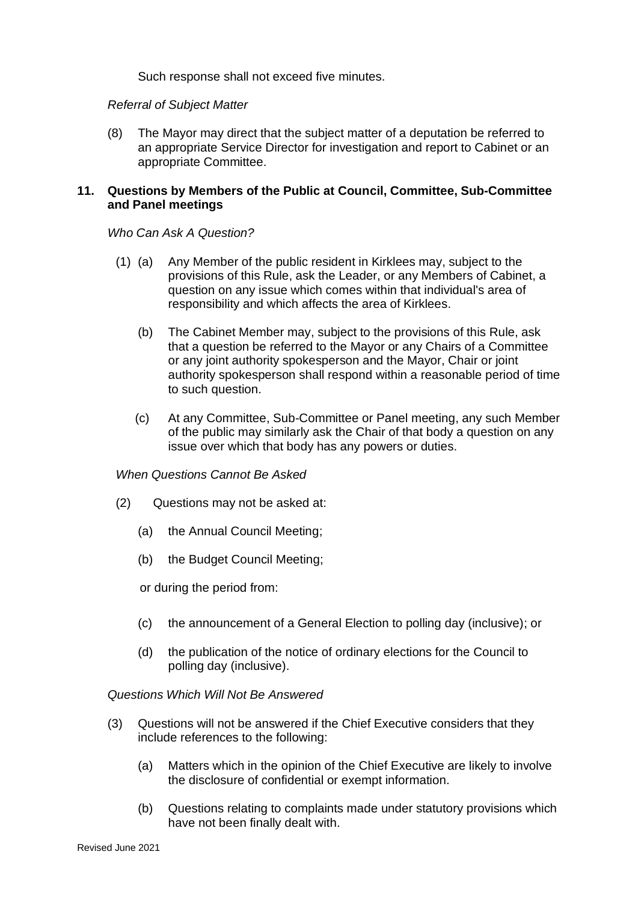Such response shall not exceed five minutes.

*Referral of Subject Matter*

(8) The Mayor may direct that the subject matter of a deputation be referred to an appropriate Service Director for investigation and report to Cabinet or an appropriate Committee.

## 11. Questions by Members of the Public at Council, Committee, Sub-Committee and Panel meetings

*Who Can Ask A Question?*

(1) (a) Any Member of the public resident in Kirklees may, subject to the provisions of this Rule, ask the Leader, or any Members of Cabinet, a question on any issue which comes within that individual's area of responsibility and which affects the area of Kirklees.

(b) The Cabinet Member may, subject to the provisions of this Rule, ask that a question be referred to the Mayor or any Chairs of a Committee or any joint authority spokesperson and the Mayor, Chair or joint authority spokesperson shall respond within a reasonable period of time to such question.

(c) At any Committee, Sub-Committee or Panel meeting, any such Member of the public may similarly ask the Chair of that body a question on any issue over which that body has any powers or duties.

*When Questions Cannot Be Asked*

(2) Questions may not be asked at:

(a) the Annual Council Meeting;

(b) the Budget Council Meeting;

or during the period from:

(c) the announcement of a General Election to polling day (inclusive); or

(d) the publication of the notice of ordinary elections for the Council to polling day (inclusive).

*Questions Which Will Not Be Answered*

(3) Questions will not be answered if the Chief Executive considers that they include references to the following:

(a) Matters which in the opinion of the Chief Executive are likely to involve the disclosure of confidential or exempt information.

(b) Questions relating to complaints made under statutory provisions which have not been finally dealt with.

Revised June 2021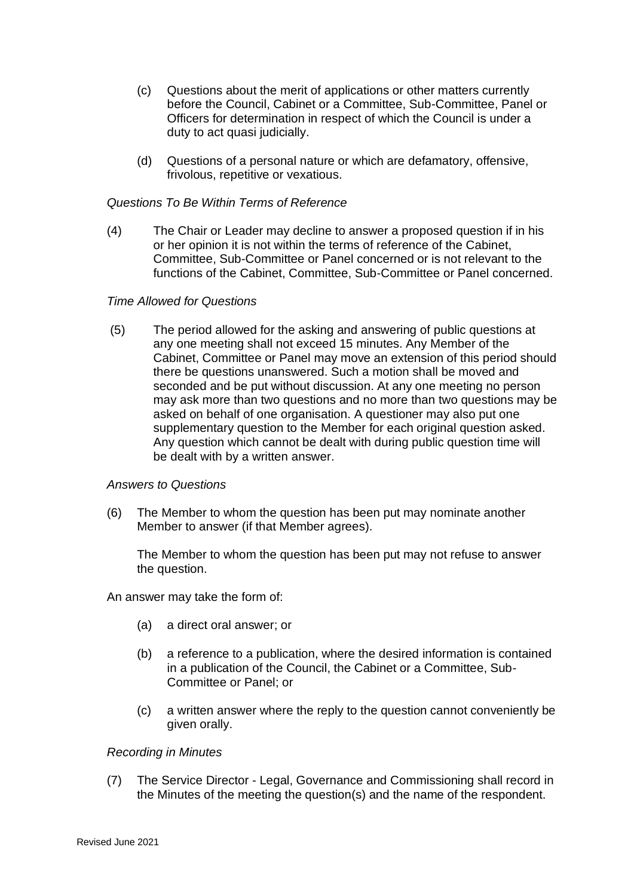(c) Questions about the merit of applications or other matters currently before the Council, Cabinet or a Committee, Sub-Committee, Panel or Officers for determination in respect of which the Council is under a duty to act quasi judicially.

(d) Questions of a personal nature or which are defamatory, offensive, frivolous, repetitive or vexatious.

*Questions To Be Within Terms of Reference*

(4) The Chair or Leader may decline to answer a proposed question if in his or her opinion it is not within the terms of reference of the Cabinet, Committee, Sub-Committee or Panel concerned or is not relevant to the functions of the Cabinet, Committee, Sub-Committee or Panel concerned.

*Time Allowed for Questions*

(5) The period allowed for the asking and answering of public questions at any one meeting shall not exceed 15 minutes. Any Member of the Cabinet, Committee or Panel may move an extension of this period should there be questions unanswered. Such a motion shall be moved and seconded and be put without discussion. At any one meeting no person may ask more than two questions and no more than two questions may be asked on behalf of one organisation. A questioner may also put one supplementary question to the Member for each original question asked. Any question which cannot be dealt with during public question time will be dealt with by a written answer.

*Answers to Questions*

(6) The Member to whom the question has been put may nominate another Member to answer (if that Member agrees).

The Member to whom the question has been put may not refuse to answer the question.

An answer may take the form of:

(a) a direct oral answer; or

(b) a reference to a publication, where the desired information is contained in a publication of the Council, the Cabinet or a Committee, Sub-Committee or Panel; or

(c) a written answer where the reply to the question cannot conveniently be given orally.

*Recording in Minutes*

(7) The Service Director - Legal, Governance and Commissioning shall record in the Minutes of the meeting the question(s) and the name of the respondent.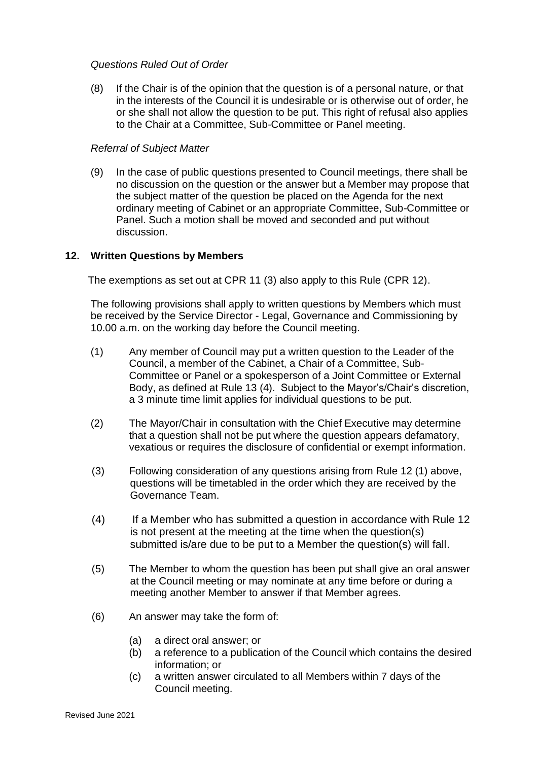*Questions Ruled Out of Order*

(8) If the Chair is of the opinion that the question is of a personal nature, or that in the interests of the Council it is undesirable or is otherwise out of order, he or she shall not allow the question to be put. This right of refusal also applies to the Chair at a Committee, Sub-Committee or Panel meeting.

*Referral of Subject Matter*

(9) In the case of public questions presented to Council meetings, there shall be no discussion on the question or the answer but a Member may propose that the subject matter of the question be placed on the Agenda for the next ordinary meeting of Cabinet or an appropriate Committee, Sub-Committee or Panel. Such a motion shall be moved and seconded and put without discussion.

## 12. Written Questions by Members

The exemptions as set out at CPR 11 (3) also apply to this Rule (CPR 12).

The following provisions shall apply to written questions by Members which must be received by the Service Director - Legal, Governance and Commissioning by 10.00 a.m. on the working day before the Council meeting.

(1) Any member of Council may put a written question to the Leader of the Council, a member of the Cabinet, a Chair of a Committee, Sub-Committee or Panel or a spokesperson of a Joint Committee or External Body, as defined at Rule 13 (4). Subject to the Mayor's/Chair's discretion, a 3 minute time limit applies for individual questions to be put.

(2) The Mayor/Chair in consultation with the Chief Executive may determine that a question shall not be put where the question appears defamatory, vexatious or requires the disclosure of confidential or exempt information.

(3) Following consideration of any questions arising from Rule 12 (1) above, questions will be timetabled in the order which they are received by the Governance Team.

(4) If a Member who has submitted a question in accordance with Rule 12 is not present at the meeting at the time when the question(s) submitted is/are due to be put to a Member the question(s) will fall.

(5) The Member to whom the question has been put shall give an oral answer at the Council meeting or may nominate at any time before or during a meeting another Member to answer if that Member agrees.

(6) An answer may take the form of:

  (a) a direct oral answer; or
  (b) a reference to a publication of the Council which contains the desired information; or
  (c) a written answer circulated to all Members within 7 days of the Council meeting.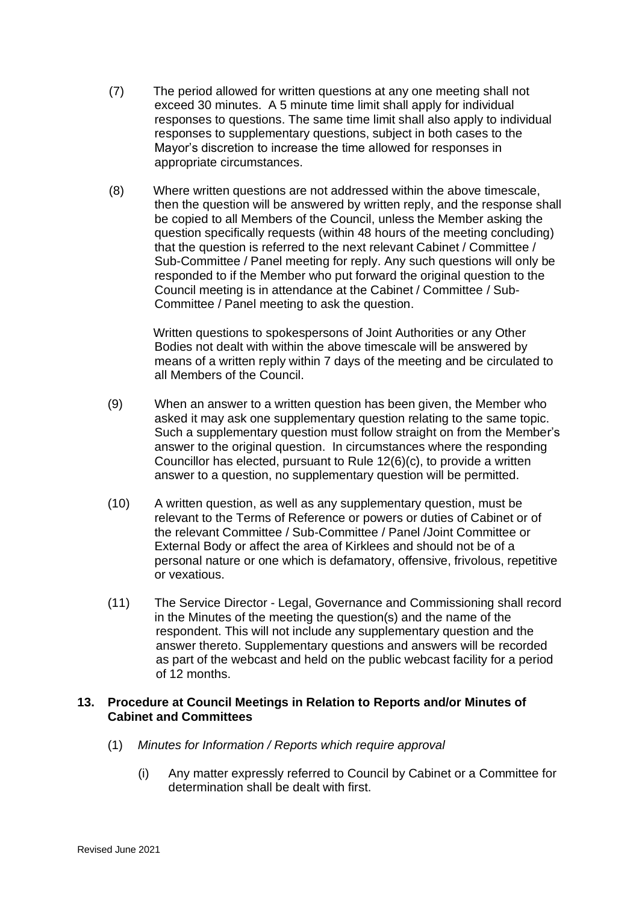(7) The period allowed for written questions at any one meeting shall not exceed 30 minutes. A 5 minute time limit shall apply for individual responses to questions. The same time limit shall also apply to individual responses to supplementary questions, subject in both cases to the Mayor's discretion to increase the time allowed for responses in appropriate circumstances.

(8) Where written questions are not addressed within the above timescale, then the question will be answered by written reply, and the response shall be copied to all Members of the Council, unless the Member asking the question specifically requests (within 48 hours of the meeting concluding) that the question is referred to the next relevant Cabinet / Committee / Sub-Committee / Panel meeting for reply. Any such questions will only be responded to if the Member who put forward the original question to the Council meeting is in attendance at the Cabinet / Committee / Sub-Committee / Panel meeting to ask the question.

Written questions to spokespersons of Joint Authorities or any Other Bodies not dealt with within the above timescale will be answered by means of a written reply within 7 days of the meeting and be circulated to all Members of the Council.

(9) When an answer to a written question has been given, the Member who asked it may ask one supplementary question relating to the same topic. Such a supplementary question must follow straight on from the Member's answer to the original question. In circumstances where the responding Councillor has elected, pursuant to Rule 12(6)(c), to provide a written answer to a question, no supplementary question will be permitted.

(10) A written question, as well as any supplementary question, must be relevant to the Terms of Reference or powers or duties of Cabinet or of the relevant Committee / Sub-Committee / Panel /Joint Committee or External Body or affect the area of Kirklees and should not be of a personal nature or one which is defamatory, offensive, frivolous, repetitive or vexatious.

(11) The Service Director - Legal, Governance and Commissioning shall record in the Minutes of the meeting the question(s) and the name of the respondent. This will not include any supplementary question and the answer thereto. Supplementary questions and answers will be recorded as part of the webcast and held on the public webcast facility for a period of 12 months.

## 13. Procedure at Council Meetings in Relation to Reports and/or Minutes of Cabinet and Committees

(1) *Minutes for Information / Reports which require approval*

(i) Any matter expressly referred to Council by Cabinet or a Committee for determination shall be dealt with first.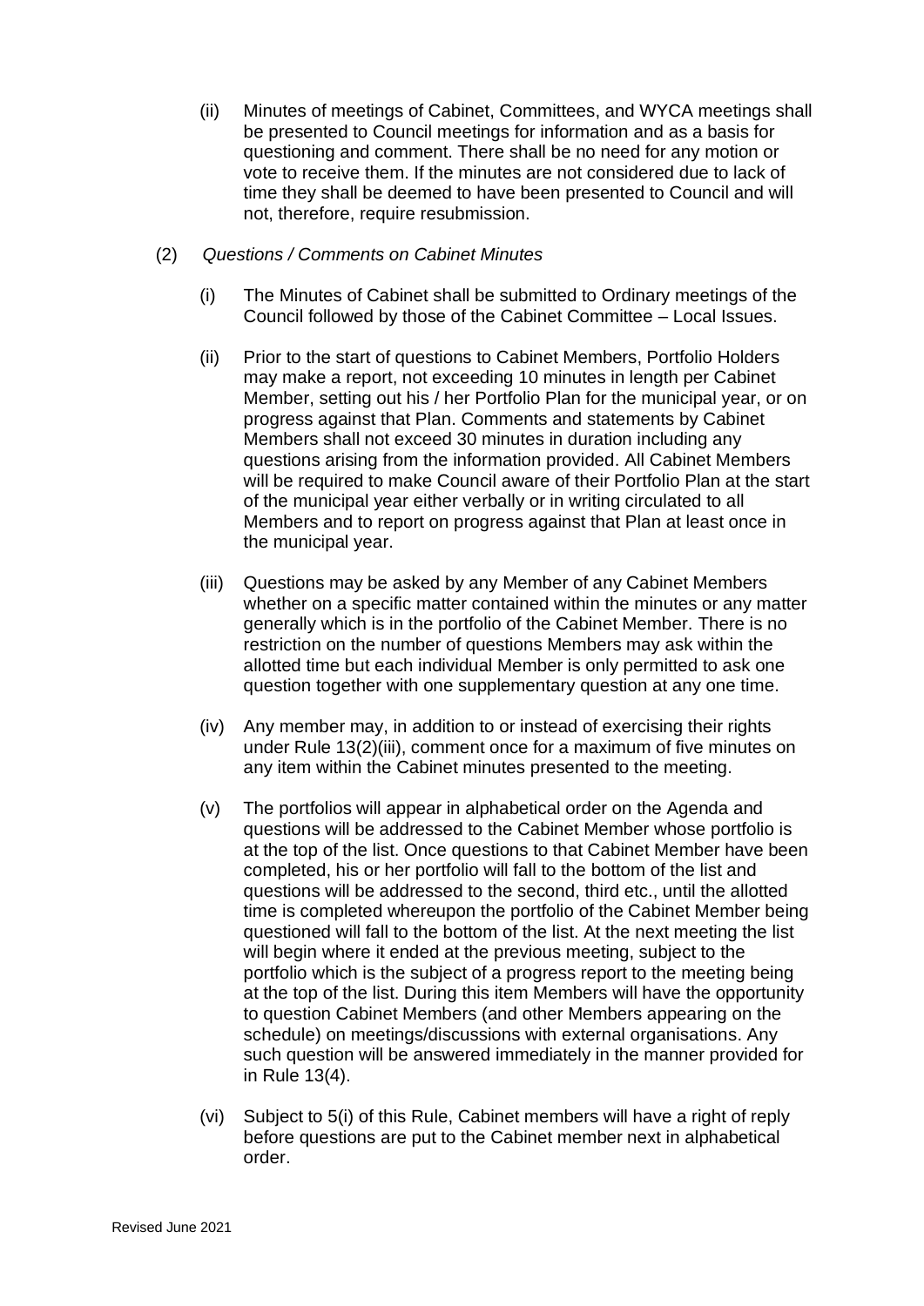(ii) Minutes of meetings of Cabinet, Committees, and WYCA meetings shall be presented to Council meetings for information and as a basis for questioning and comment. There shall be no need for any motion or vote to receive them. If the minutes are not considered due to lack of time they shall be deemed to have been presented to Council and will not, therefore, require resubmission.

(2) *Questions / Comments on Cabinet Minutes*

(i) The Minutes of Cabinet shall be submitted to Ordinary meetings of the Council followed by those of the Cabinet Committee – Local Issues.

(ii) Prior to the start of questions to Cabinet Members, Portfolio Holders may make a report, not exceeding 10 minutes in length per Cabinet Member, setting out his / her Portfolio Plan for the municipal year, or on progress against that Plan. Comments and statements by Cabinet Members shall not exceed 30 minutes in duration including any questions arising from the information provided. All Cabinet Members will be required to make Council aware of their Portfolio Plan at the start of the municipal year either verbally or in writing circulated to all Members and to report on progress against that Plan at least once in the municipal year.

(iii) Questions may be asked by any Member of any Cabinet Members whether on a specific matter contained within the minutes or any matter generally which is in the portfolio of the Cabinet Member. There is no restriction on the number of questions Members may ask within the allotted time but each individual Member is only permitted to ask one question together with one supplementary question at any one time.

(iv) Any member may, in addition to or instead of exercising their rights under Rule 13(2)(iii), comment once for a maximum of five minutes on any item within the Cabinet minutes presented to the meeting.

(v) The portfolios will appear in alphabetical order on the Agenda and questions will be addressed to the Cabinet Member whose portfolio is at the top of the list. Once questions to that Cabinet Member have been completed, his or her portfolio will fall to the bottom of the list and questions will be addressed to the second, third etc., until the allotted time is completed whereupon the portfolio of the Cabinet Member being questioned will fall to the bottom of the list. At the next meeting the list will begin where it ended at the previous meeting, subject to the portfolio which is the subject of a progress report to the meeting being at the top of the list. During this item Members will have the opportunity to question Cabinet Members (and other Members appearing on the schedule) on meetings/discussions with external organisations. Any such question will be answered immediately in the manner provided for in Rule 13(4).

(vi) Subject to 5(i) of this Rule, Cabinet members will have a right of reply before questions are put to the Cabinet member next in alphabetical order.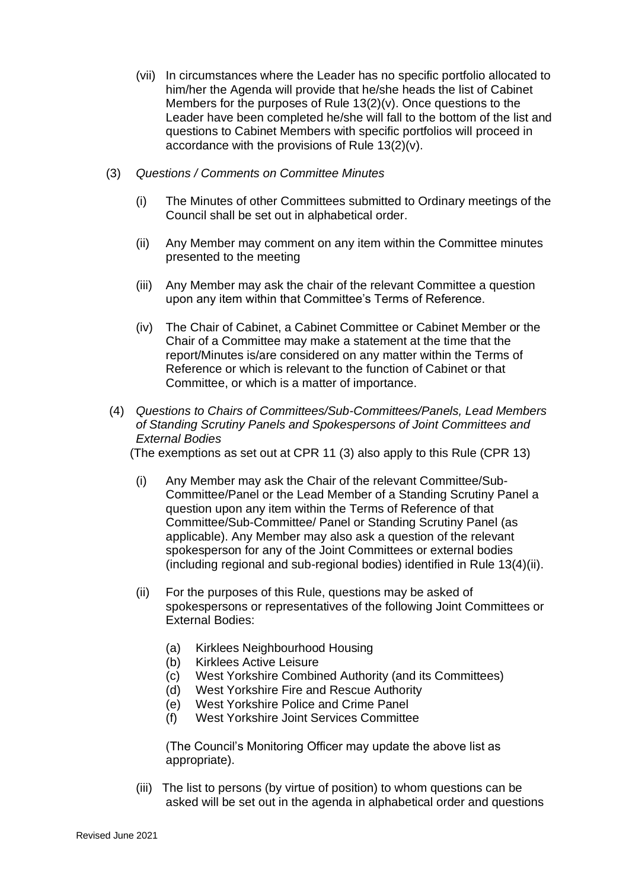(vii) In circumstances where the Leader has no specific portfolio allocated to him/her the Agenda will provide that he/she heads the list of Cabinet Members for the purposes of Rule 13(2)(v). Once questions to the Leader have been completed he/she will fall to the bottom of the list and questions to Cabinet Members with specific portfolios will proceed in accordance with the provisions of Rule 13(2)(v).

(3) *Questions / Comments on Committee Minutes*

(i) The Minutes of other Committees submitted to Ordinary meetings of the Council shall be set out in alphabetical order.

(ii) Any Member may comment on any item within the Committee minutes presented to the meeting

(iii) Any Member may ask the chair of the relevant Committee a question upon any item within that Committee's Terms of Reference.

(iv) The Chair of Cabinet, a Cabinet Committee or Cabinet Member or the Chair of a Committee may make a statement at the time that the report/Minutes is/are considered on any matter within the Terms of Reference or which is relevant to the function of Cabinet or that Committee, or which is a matter of importance.

(4) *Questions to Chairs of Committees/Sub-Committees/Panels, Lead Members of Standing Scrutiny Panels and Spokespersons of Joint Committees and External Bodies*

(The exemptions as set out at CPR 11 (3) also apply to this Rule (CPR 13)

(i) Any Member may ask the Chair of the relevant Committee/Sub-Committee/Panel or the Lead Member of a Standing Scrutiny Panel a question upon any item within the Terms of Reference of that Committee/Sub-Committee/ Panel or Standing Scrutiny Panel (as applicable). Any Member may also ask a question of the relevant spokesperson for any of the Joint Committees or external bodies (including regional and sub-regional bodies) identified in Rule 13(4)(ii).

(ii) For the purposes of this Rule, questions may be asked of spokespersons or representatives of the following Joint Committees or External Bodies:

(a) Kirklees Neighbourhood Housing
(b) Kirklees Active Leisure
(c) West Yorkshire Combined Authority (and its Committees)
(d) West Yorkshire Fire and Rescue Authority
(e) West Yorkshire Police and Crime Panel
(f) West Yorkshire Joint Services Committee

(The Council's Monitoring Officer may update the above list as appropriate).

(iii) The list to persons (by virtue of position) to whom questions can be asked will be set out in the agenda in alphabetical order and questions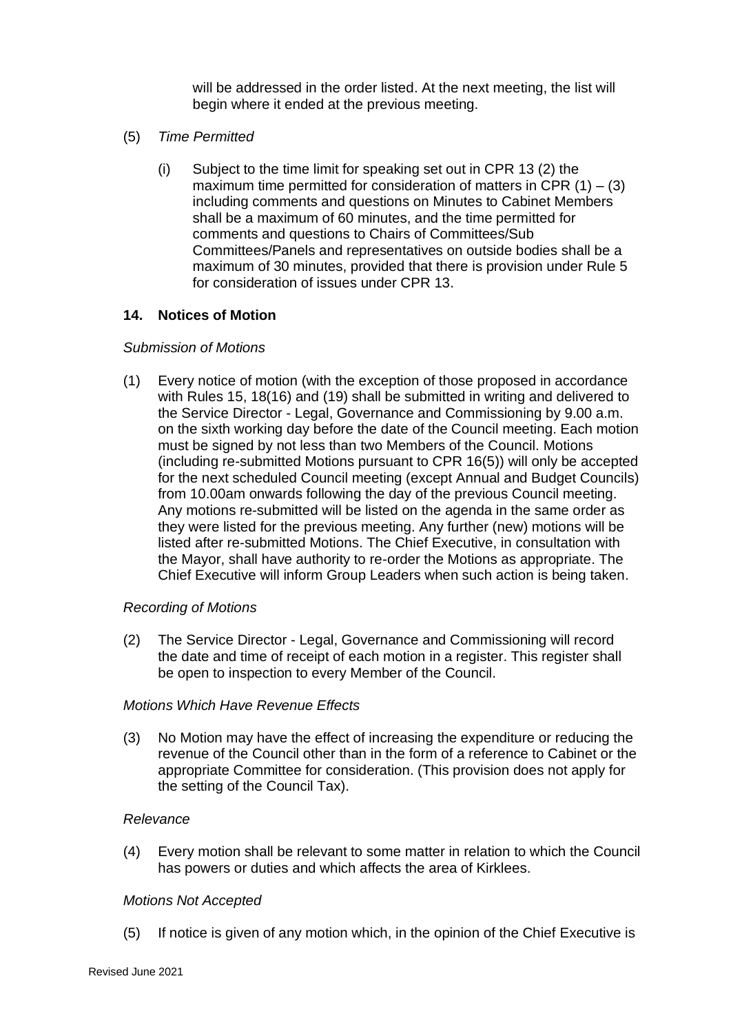will be addressed in the order listed. At the next meeting, the list will begin where it ended at the previous meeting.

(5) *Time Permitted*

(i) Subject to the time limit for speaking set out in CPR 13 (2) the maximum time permitted for consideration of matters in CPR (1) – (3) including comments and questions on Minutes to Cabinet Members shall be a maximum of 60 minutes, and the time permitted for comments and questions to Chairs of Committees/Sub Committees/Panels and representatives on outside bodies shall be a maximum of 30 minutes, provided that there is provision under Rule 5 for consideration of issues under CPR 13.

## 14. Notices of Motion

*Submission of Motions*

(1) Every notice of motion (with the exception of those proposed in accordance with Rules 15, 18(16) and (19) shall be submitted in writing and delivered to the Service Director - Legal, Governance and Commissioning by 9.00 a.m. on the sixth working day before the date of the Council meeting. Each motion must be signed by not less than two Members of the Council. Motions (including re-submitted Motions pursuant to CPR 16(5)) will only be accepted for the next scheduled Council meeting (except Annual and Budget Councils) from 10.00am onwards following the day of the previous Council meeting. Any motions re-submitted will be listed on the agenda in the same order as they were listed for the previous meeting. Any further (new) motions will be listed after re-submitted Motions. The Chief Executive, in consultation with the Mayor, shall have authority to re-order the Motions as appropriate. The Chief Executive will inform Group Leaders when such action is being taken.

*Recording of Motions*

(2) The Service Director - Legal, Governance and Commissioning will record the date and time of receipt of each motion in a register. This register shall be open to inspection to every Member of the Council.

*Motions Which Have Revenue Effects*

(3) No Motion may have the effect of increasing the expenditure or reducing the revenue of the Council other than in the form of a reference to Cabinet or the appropriate Committee for consideration. (This provision does not apply for the setting of the Council Tax).

*Relevance*

(4) Every motion shall be relevant to some matter in relation to which the Council has powers or duties and which affects the area of Kirklees.

*Motions Not Accepted*

(5) If notice is given of any motion which, in the opinion of the Chief Executive is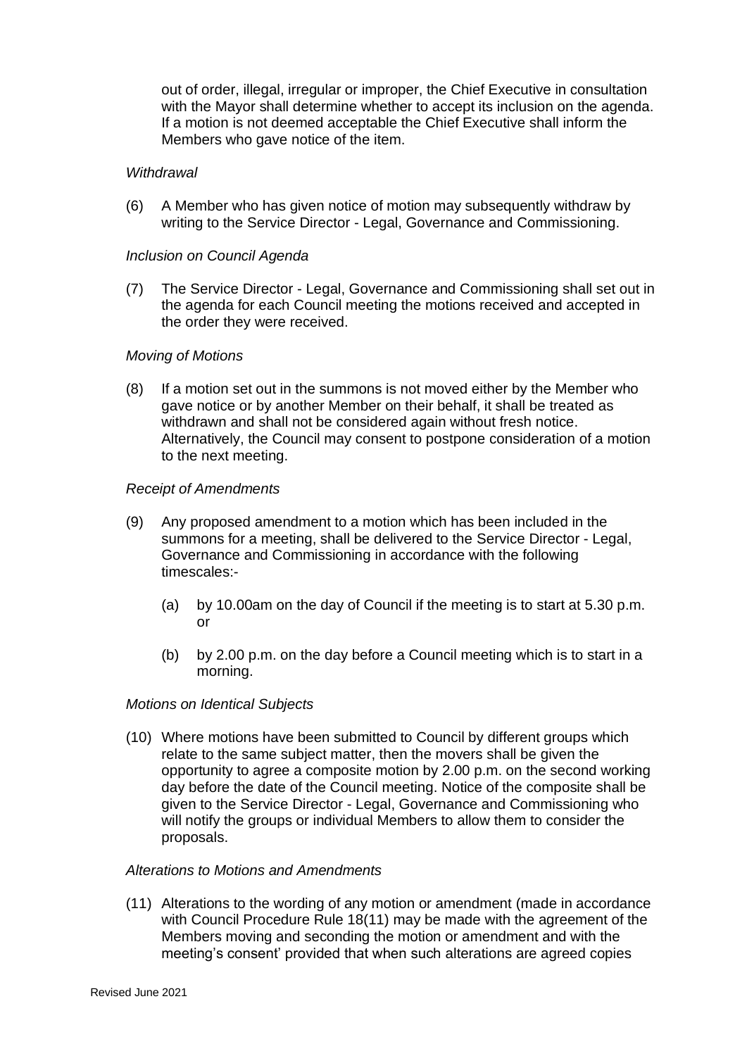out of order, illegal, irregular or improper, the Chief Executive in consultation with the Mayor shall determine whether to accept its inclusion on the agenda. If a motion is not deemed acceptable the Chief Executive shall inform the Members who gave notice of the item.

*Withdrawal*

(6) A Member who has given notice of motion may subsequently withdraw by writing to the Service Director - Legal, Governance and Commissioning.

*Inclusion on Council Agenda*

(7) The Service Director - Legal, Governance and Commissioning shall set out in the agenda for each Council meeting the motions received and accepted in the order they were received.

*Moving of Motions*

(8) If a motion set out in the summons is not moved either by the Member who gave notice or by another Member on their behalf, it shall be treated as withdrawn and shall not be considered again without fresh notice. Alternatively, the Council may consent to postpone consideration of a motion to the next meeting.

*Receipt of Amendments*

(9) Any proposed amendment to a motion which has been included in the summons for a meeting, shall be delivered to the Service Director - Legal, Governance and Commissioning in accordance with the following timescales:-

(a) by 10.00am on the day of Council if the meeting is to start at 5.30 p.m. or

(b) by 2.00 p.m. on the day before a Council meeting which is to start in a morning.

*Motions on Identical Subjects*

(10) Where motions have been submitted to Council by different groups which relate to the same subject matter, then the movers shall be given the opportunity to agree a composite motion by 2.00 p.m. on the second working day before the date of the Council meeting. Notice of the composite shall be given to the Service Director - Legal, Governance and Commissioning who will notify the groups or individual Members to allow them to consider the proposals.

*Alterations to Motions and Amendments*

(11) Alterations to the wording of any motion or amendment (made in accordance with Council Procedure Rule 18(11) may be made with the agreement of the Members moving and seconding the motion or amendment and with the meeting's consent' provided that when such alterations are agreed copies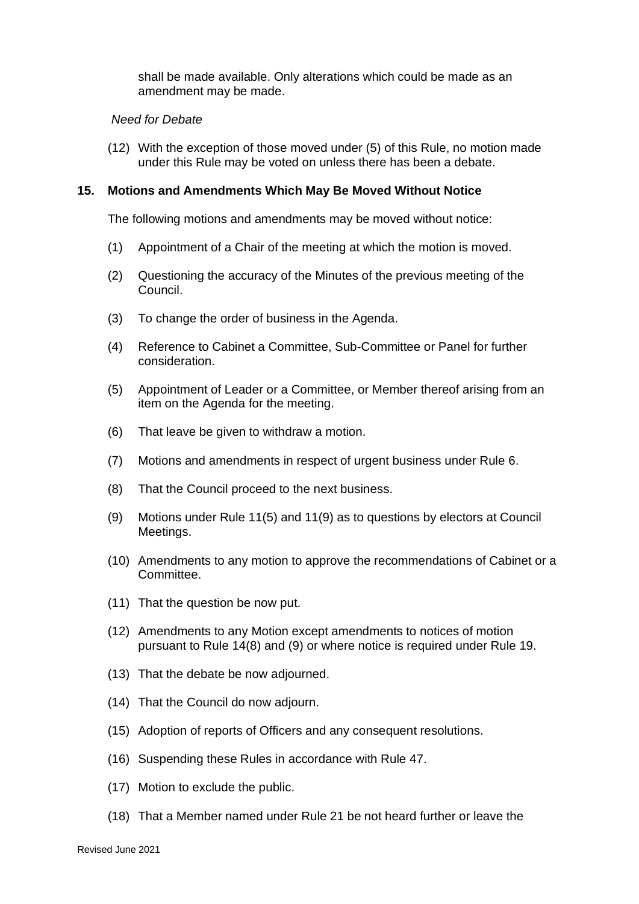shall be made available. Only alterations which could be made as an amendment may be made.

*Need for Debate*

(12) With the exception of those moved under (5) of this Rule, no motion made under this Rule may be voted on unless there has been a debate.

## 15. Motions and Amendments Which May Be Moved Without Notice

The following motions and amendments may be moved without notice:

(1) Appointment of a Chair of the meeting at which the motion is moved.

(2) Questioning the accuracy of the Minutes of the previous meeting of the Council.

(3) To change the order of business in the Agenda.

(4) Reference to Cabinet a Committee, Sub-Committee or Panel for further consideration.

(5) Appointment of Leader or a Committee, or Member thereof arising from an item on the Agenda for the meeting.

(6) That leave be given to withdraw a motion.

(7) Motions and amendments in respect of urgent business under Rule 6.

(8) That the Council proceed to the next business.

(9) Motions under Rule 11(5) and 11(9) as to questions by electors at Council Meetings.

(10) Amendments to any motion to approve the recommendations of Cabinet or a Committee.

(11) That the question be now put.

(12) Amendments to any Motion except amendments to notices of motion pursuant to Rule 14(8) and (9) or where notice is required under Rule 19.

(13) That the debate be now adjourned.

(14) That the Council do now adjourn.

(15) Adoption of reports of Officers and any consequent resolutions.

(16) Suspending these Rules in accordance with Rule 47.

(17) Motion to exclude the public.

(18) That a Member named under Rule 21 be not heard further or leave the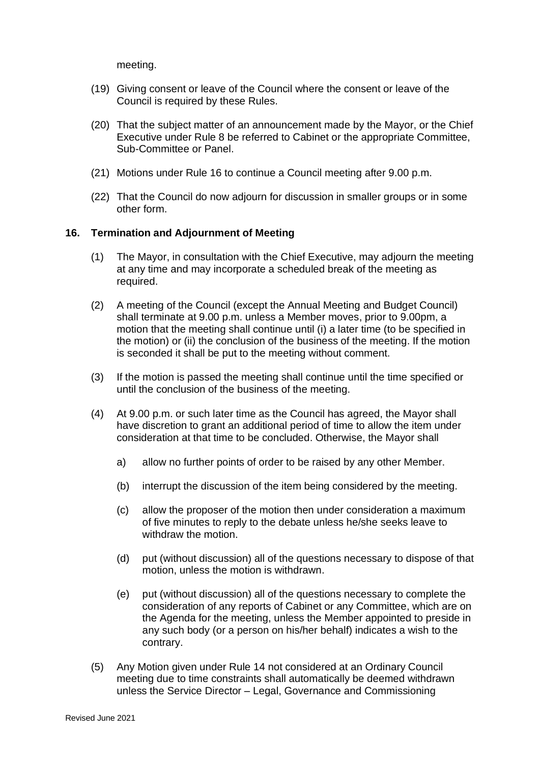meeting.

(19) Giving consent or leave of the Council where the consent or leave of the Council is required by these Rules.

(20) That the subject matter of an announcement made by the Mayor, or the Chief Executive under Rule 8 be referred to Cabinet or the appropriate Committee, Sub-Committee or Panel.

(21) Motions under Rule 16 to continue a Council meeting after 9.00 p.m.

(22) That the Council do now adjourn for discussion in smaller groups or in some other form.

## 16. Termination and Adjournment of Meeting

(1) The Mayor, in consultation with the Chief Executive, may adjourn the meeting at any time and may incorporate a scheduled break of the meeting as required.

(2) A meeting of the Council (except the Annual Meeting and Budget Council) shall terminate at 9.00 p.m. unless a Member moves, prior to 9.00pm, a motion that the meeting shall continue until (i) a later time (to be specified in the motion) or (ii) the conclusion of the business of the meeting. If the motion is seconded it shall be put to the meeting without comment.

(3) If the motion is passed the meeting shall continue until the time specified or until the conclusion of the business of the meeting.

(4) At 9.00 p.m. or such later time as the Council has agreed, the Mayor shall have discretion to grant an additional period of time to allow the item under consideration at that time to be concluded. Otherwise, the Mayor shall

   a) allow no further points of order to be raised by any other Member.

   (b) interrupt the discussion of the item being considered by the meeting.

   (c) allow the proposer of the motion then under consideration a maximum of five minutes to reply to the debate unless he/she seeks leave to withdraw the motion.

   (d) put (without discussion) all of the questions necessary to dispose of that motion, unless the motion is withdrawn.

   (e) put (without discussion) all of the questions necessary to complete the consideration of any reports of Cabinet or any Committee, which are on the Agenda for the meeting, unless the Member appointed to preside in any such body (or a person on his/her behalf) indicates a wish to the contrary.

(5) Any Motion given under Rule 14 not considered at an Ordinary Council meeting due to time constraints shall automatically be deemed withdrawn unless the Service Director – Legal, Governance and Commissioning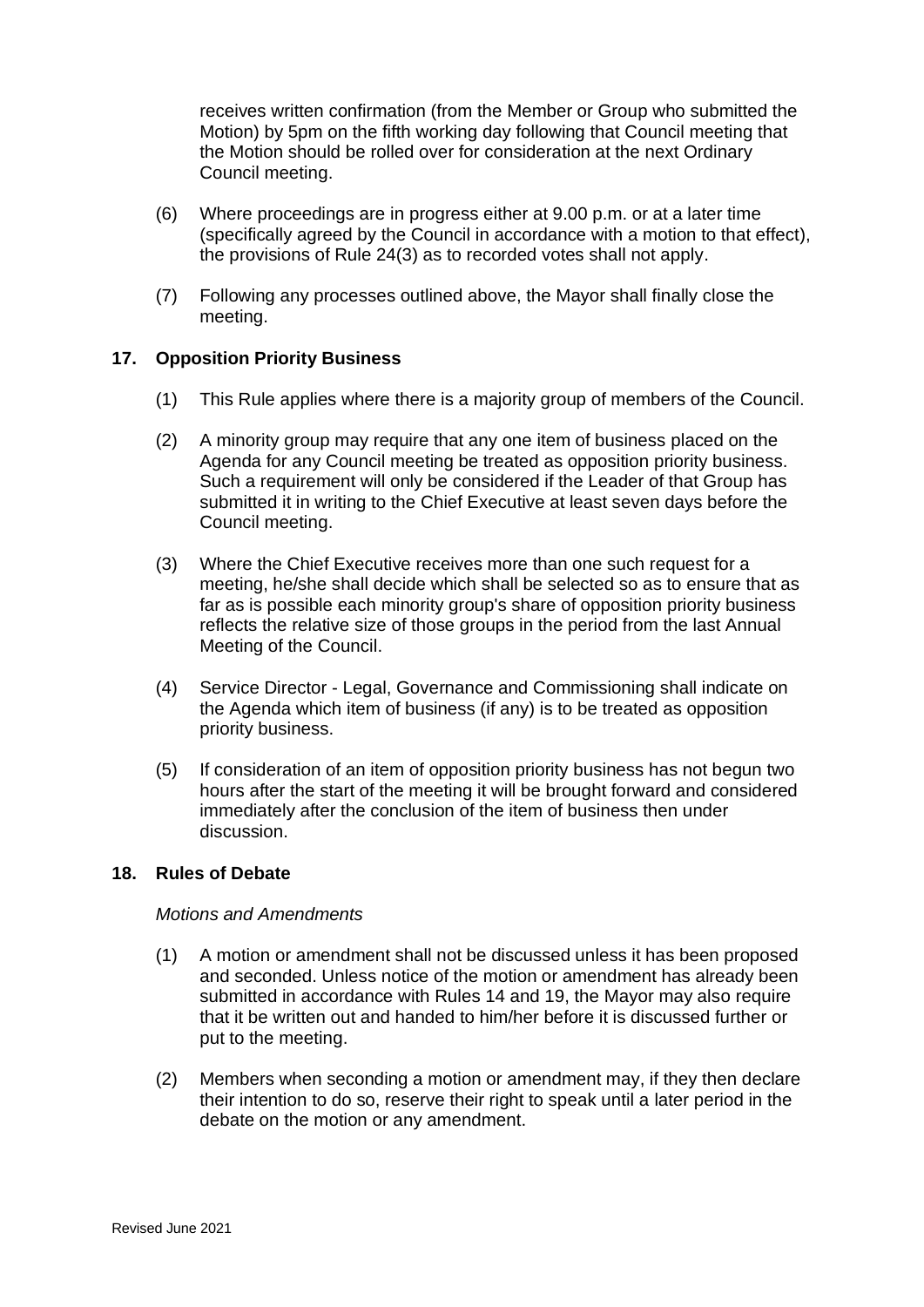receives written confirmation (from the Member or Group who submitted the Motion) by 5pm on the fifth working day following that Council meeting that the Motion should be rolled over for consideration at the next Ordinary Council meeting.

(6) Where proceedings are in progress either at 9.00 p.m. or at a later time (specifically agreed by the Council in accordance with a motion to that effect), the provisions of Rule 24(3) as to recorded votes shall not apply.

(7) Following any processes outlined above, the Mayor shall finally close the meeting.

## 17. Opposition Priority Business

(1) This Rule applies where there is a majority group of members of the Council.

(2) A minority group may require that any one item of business placed on the Agenda for any Council meeting be treated as opposition priority business. Such a requirement will only be considered if the Leader of that Group has submitted it in writing to the Chief Executive at least seven days before the Council meeting.

(3) Where the Chief Executive receives more than one such request for a meeting, he/she shall decide which shall be selected so as to ensure that as far as is possible each minority group's share of opposition priority business reflects the relative size of those groups in the period from the last Annual Meeting of the Council.

(4) Service Director - Legal, Governance and Commissioning shall indicate on the Agenda which item of business (if any) is to be treated as opposition priority business.

(5) If consideration of an item of opposition priority business has not begun two hours after the start of the meeting it will be brought forward and considered immediately after the conclusion of the item of business then under discussion.

## 18. Rules of Debate

*Motions and Amendments*

(1) A motion or amendment shall not be discussed unless it has been proposed and seconded. Unless notice of the motion or amendment has already been submitted in accordance with Rules 14 and 19, the Mayor may also require that it be written out and handed to him/her before it is discussed further or put to the meeting.

(2) Members when seconding a motion or amendment may, if they then declare their intention to do so, reserve their right to speak until a later period in the debate on the motion or any amendment.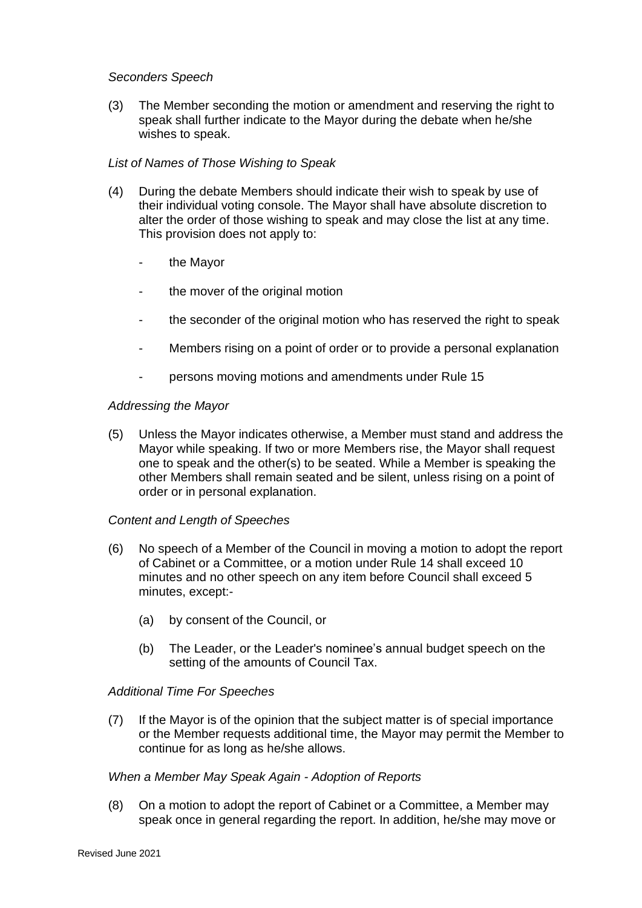*Seconders Speech*

(3) The Member seconding the motion or amendment and reserving the right to speak shall further indicate to the Mayor during the debate when he/she wishes to speak.

*List of Names of Those Wishing to Speak*

(4) During the debate Members should indicate their wish to speak by use of their individual voting console. The Mayor shall have absolute discretion to alter the order of those wishing to speak and may close the list at any time. This provision does not apply to:

- the Mayor
- the mover of the original motion
- the seconder of the original motion who has reserved the right to speak
- Members rising on a point of order or to provide a personal explanation
- persons moving motions and amendments under Rule 15

*Addressing the Mayor*

(5) Unless the Mayor indicates otherwise, a Member must stand and address the Mayor while speaking. If two or more Members rise, the Mayor shall request one to speak and the other(s) to be seated. While a Member is speaking the other Members shall remain seated and be silent, unless rising on a point of order or in personal explanation.

*Content and Length of Speeches*

(6) No speech of a Member of the Council in moving a motion to adopt the report of Cabinet or a Committee, or a motion under Rule 14 shall exceed 10 minutes and no other speech on any item before Council shall exceed 5 minutes, except:-

   (a) by consent of the Council, or

   (b) The Leader, or the Leader's nominee's annual budget speech on the setting of the amounts of Council Tax.

*Additional Time For Speeches*

(7) If the Mayor is of the opinion that the subject matter is of special importance or the Member requests additional time, the Mayor may permit the Member to continue for as long as he/she allows.

*When a Member May Speak Again - Adoption of Reports*

(8) On a motion to adopt the report of Cabinet or a Committee, a Member may speak once in general regarding the report. In addition, he/she may move or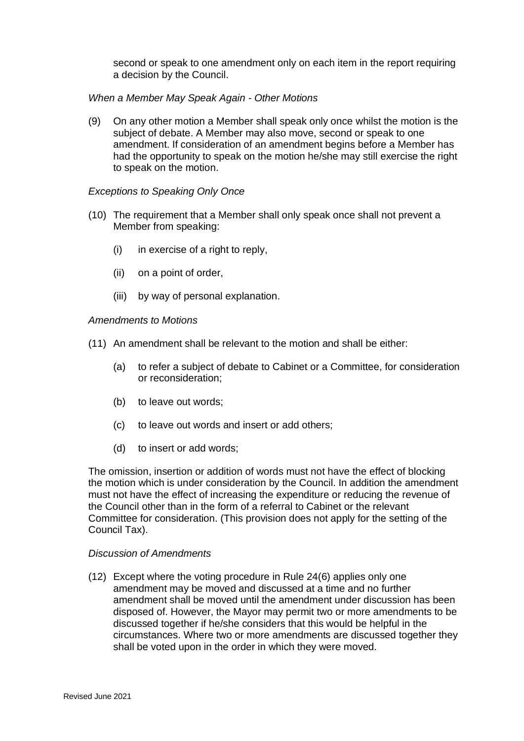second or speak to one amendment only on each item in the report requiring a decision by the Council.

*When a Member May Speak Again - Other Motions*

(9) On any other motion a Member shall speak only once whilst the motion is the subject of debate. A Member may also move, second or speak to one amendment. If consideration of an amendment begins before a Member has had the opportunity to speak on the motion he/she may still exercise the right to speak on the motion.

*Exceptions to Speaking Only Once*

(10) The requirement that a Member shall only speak once shall not prevent a Member from speaking:

   (i) in exercise of a right to reply,

   (ii) on a point of order,

   (iii) by way of personal explanation.

*Amendments to Motions*

(11) An amendment shall be relevant to the motion and shall be either:

   (a) to refer a subject of debate to Cabinet or a Committee, for consideration or reconsideration;

   (b) to leave out words;

   (c) to leave out words and insert or add others;

   (d) to insert or add words;

The omission, insertion or addition of words must not have the effect of blocking the motion which is under consideration by the Council. In addition the amendment must not have the effect of increasing the expenditure or reducing the revenue of the Council other than in the form of a referral to Cabinet or the relevant Committee for consideration. (This provision does not apply for the setting of the Council Tax).

*Discussion of Amendments*

(12) Except where the voting procedure in Rule 24(6) applies only one amendment may be moved and discussed at a time and no further amendment shall be moved until the amendment under discussion has been disposed of. However, the Mayor may permit two or more amendments to be discussed together if he/she considers that this would be helpful in the circumstances. Where two or more amendments are discussed together they shall be voted upon in the order in which they were moved.

Revised June 2021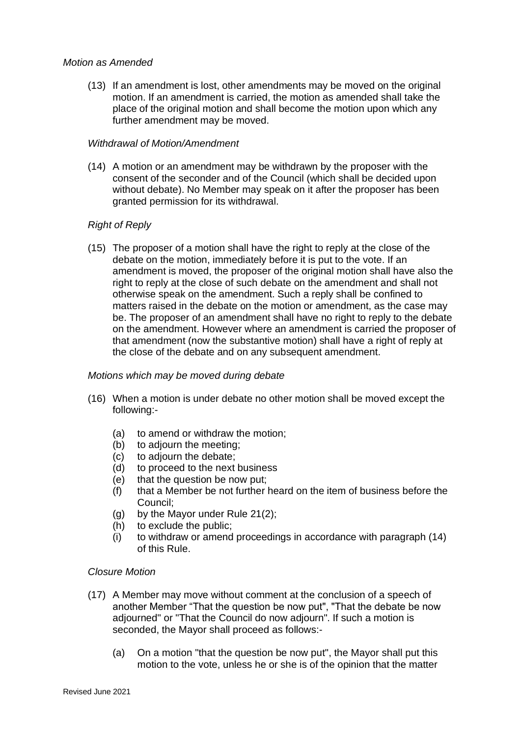*Motion as Amended*

(13) If an amendment is lost, other amendments may be moved on the original motion. If an amendment is carried, the motion as amended shall take the place of the original motion and shall become the motion upon which any further amendment may be moved.

*Withdrawal of Motion/Amendment*

(14) A motion or an amendment may be withdrawn by the proposer with the consent of the seconder and of the Council (which shall be decided upon without debate). No Member may speak on it after the proposer has been granted permission for its withdrawal.

*Right of Reply*

(15) The proposer of a motion shall have the right to reply at the close of the debate on the motion, immediately before it is put to the vote. If an amendment is moved, the proposer of the original motion shall have also the right to reply at the close of such debate on the amendment and shall not otherwise speak on the amendment. Such a reply shall be confined to matters raised in the debate on the motion or amendment, as the case may be. The proposer of an amendment shall have no right to reply to the debate on the amendment. However where an amendment is carried the proposer of that amendment (now the substantive motion) shall have a right of reply at the close of the debate and on any subsequent amendment.

*Motions which may be moved during debate*

(16) When a motion is under debate no other motion shall be moved except the following:-

   (a) to amend or withdraw the motion;
   (b) to adjourn the meeting;
   (c) to adjourn the debate;
   (d) to proceed to the next business
   (e) that the question be now put;
   (f) that a Member be not further heard on the item of business before the Council;
   (g) by the Mayor under Rule 21(2);
   (h) to exclude the public;
   (i) to withdraw or amend proceedings in accordance with paragraph (14) of this Rule.

*Closure Motion*

(17) A Member may move without comment at the conclusion of a speech of another Member “That the question be now put", "That the debate be now adjourned" or "That the Council do now adjourn". If such a motion is seconded, the Mayor shall proceed as follows:-

   (a) On a motion "that the question be now put", the Mayor shall put this motion to the vote, unless he or she is of the opinion that the matter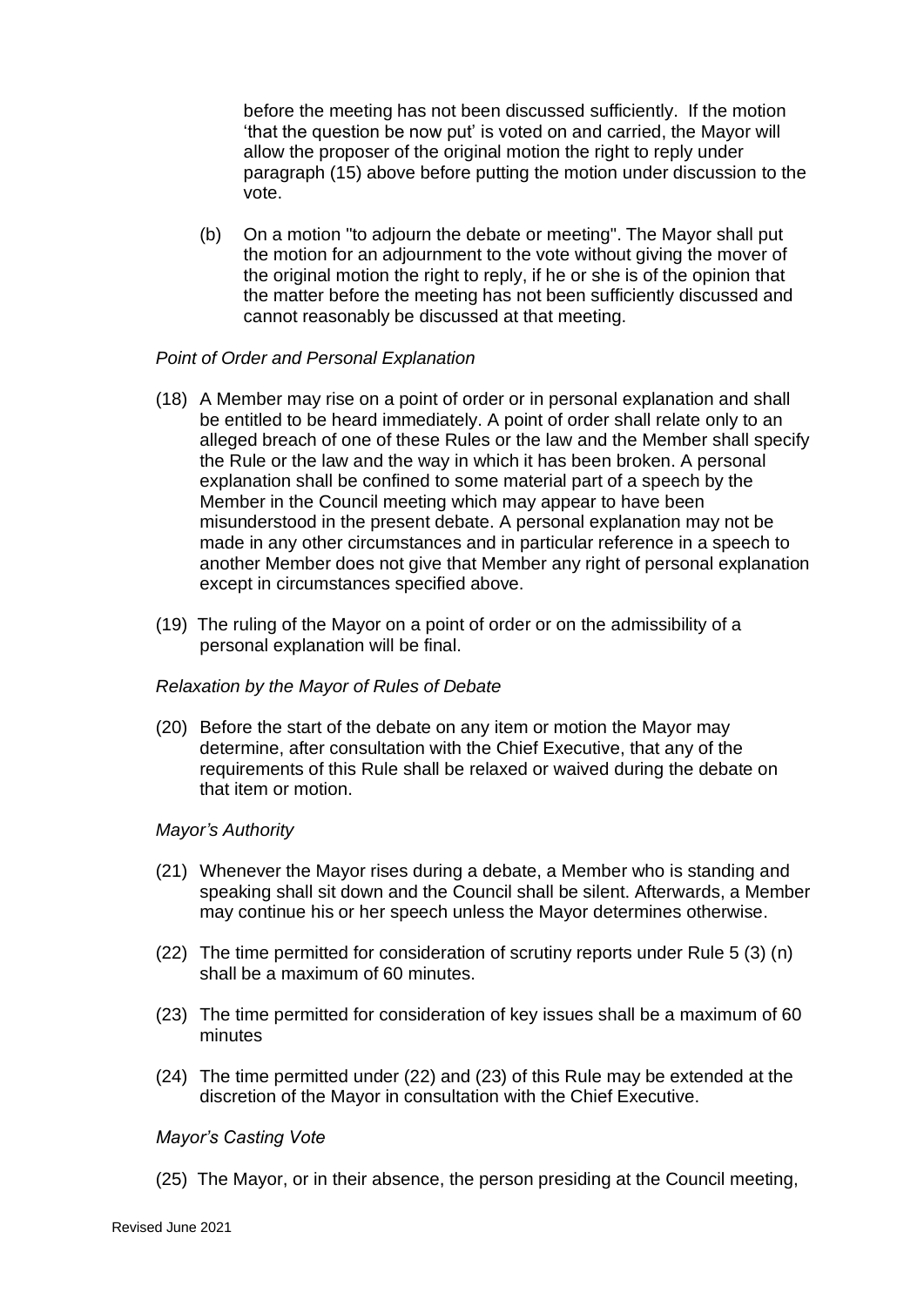before the meeting has not been discussed sufficiently. If the motion 'that the question be now put' is voted on and carried, the Mayor will allow the proposer of the original motion the right to reply under paragraph (15) above before putting the motion under discussion to the vote.

(b) On a motion "to adjourn the debate or meeting". The Mayor shall put the motion for an adjournment to the vote without giving the mover of the original motion the right to reply, if he or she is of the opinion that the matter before the meeting has not been sufficiently discussed and cannot reasonably be discussed at that meeting.

*Point of Order and Personal Explanation*

(18) A Member may rise on a point of order or in personal explanation and shall be entitled to be heard immediately. A point of order shall relate only to an alleged breach of one of these Rules or the law and the Member shall specify the Rule or the law and the way in which it has been broken. A personal explanation shall be confined to some material part of a speech by the Member in the Council meeting which may appear to have been misunderstood in the present debate. A personal explanation may not be made in any other circumstances and in particular reference in a speech to another Member does not give that Member any right of personal explanation except in circumstances specified above.

(19) The ruling of the Mayor on a point of order or on the admissibility of a personal explanation will be final.

*Relaxation by the Mayor of Rules of Debate*

(20) Before the start of the debate on any item or motion the Mayor may determine, after consultation with the Chief Executive, that any of the requirements of this Rule shall be relaxed or waived during the debate on that item or motion.

*Mayor's Authority*

(21) Whenever the Mayor rises during a debate, a Member who is standing and speaking shall sit down and the Council shall be silent. Afterwards, a Member may continue his or her speech unless the Mayor determines otherwise.

(22) The time permitted for consideration of scrutiny reports under Rule 5 (3) (n) shall be a maximum of 60 minutes.

(23) The time permitted for consideration of key issues shall be a maximum of 60 minutes

(24) The time permitted under (22) and (23) of this Rule may be extended at the discretion of the Mayor in consultation with the Chief Executive.

*Mayor's Casting Vote*

(25) The Mayor, or in their absence, the person presiding at the Council meeting,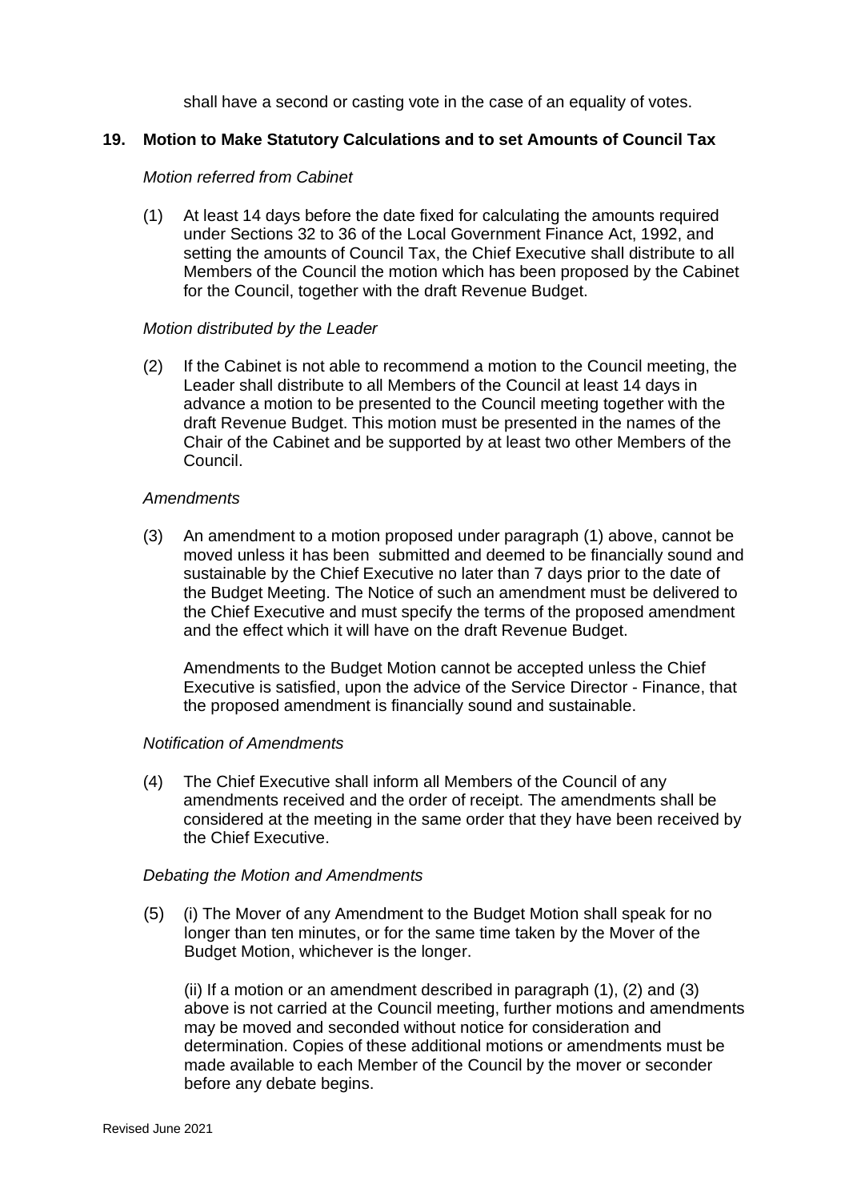shall have a second or casting vote in the case of an equality of votes.

## 19. Motion to Make Statutory Calculations and to set Amounts of Council Tax

*Motion referred from Cabinet*

(1) At least 14 days before the date fixed for calculating the amounts required under Sections 32 to 36 of the Local Government Finance Act, 1992, and setting the amounts of Council Tax, the Chief Executive shall distribute to all Members of the Council the motion which has been proposed by the Cabinet for the Council, together with the draft Revenue Budget.

*Motion distributed by the Leader*

(2) If the Cabinet is not able to recommend a motion to the Council meeting, the Leader shall distribute to all Members of the Council at least 14 days in advance a motion to be presented to the Council meeting together with the draft Revenue Budget. This motion must be presented in the names of the Chair of the Cabinet and be supported by at least two other Members of the Council.

*Amendments*

(3) An amendment to a motion proposed under paragraph (1) above, cannot be moved unless it has been submitted and deemed to be financially sound and sustainable by the Chief Executive no later than 7 days prior to the date of the Budget Meeting. The Notice of such an amendment must be delivered to the Chief Executive and must specify the terms of the proposed amendment and the effect which it will have on the draft Revenue Budget.

Amendments to the Budget Motion cannot be accepted unless the Chief Executive is satisfied, upon the advice of the Service Director - Finance, that the proposed amendment is financially sound and sustainable.

*Notification of Amendments*

(4) The Chief Executive shall inform all Members of the Council of any amendments received and the order of receipt. The amendments shall be considered at the meeting in the same order that they have been received by the Chief Executive.

*Debating the Motion and Amendments*

(5) (i) The Mover of any Amendment to the Budget Motion shall speak for no longer than ten minutes, or for the same time taken by the Mover of the Budget Motion, whichever is the longer.

(ii) If a motion or an amendment described in paragraph (1), (2) and (3) above is not carried at the Council meeting, further motions and amendments may be moved and seconded without notice for consideration and determination. Copies of these additional motions or amendments must be made available to each Member of the Council by the mover or seconder before any debate begins.

Revised June 2021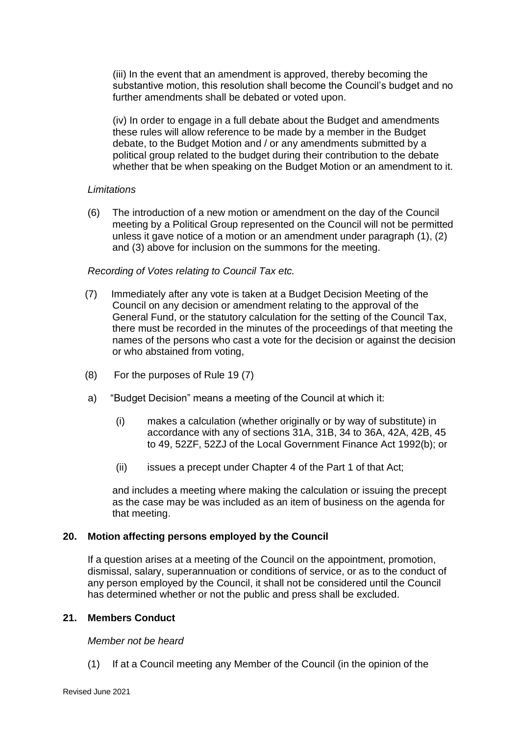(iii) In the event that an amendment is approved, thereby becoming the substantive motion, this resolution shall become the Council's budget and no further amendments shall be debated or voted upon.

(iv) In order to engage in a full debate about the Budget and amendments these rules will allow reference to be made by a member in the Budget debate, to the Budget Motion and / or any amendments submitted by a political group related to the budget during their contribution to the debate whether that be when speaking on the Budget Motion or an amendment to it.

*Limitations*

(6) The introduction of a new motion or amendment on the day of the Council meeting by a Political Group represented on the Council will not be permitted unless it gave notice of a motion or an amendment under paragraph (1), (2) and (3) above for inclusion on the summons for the meeting.

*Recording of Votes relating to Council Tax etc.*

(7) Immediately after any vote is taken at a Budget Decision Meeting of the Council on any decision or amendment relating to the approval of the General Fund, or the statutory calculation for the setting of the Council Tax, there must be recorded in the minutes of the proceedings of that meeting the names of the persons who cast a vote for the decision or against the decision or who abstained from voting,

(8) For the purposes of Rule 19 (7)

a) "Budget Decision" means a meeting of the Council at which it:

(i) makes a calculation (whether originally or by way of substitute) in accordance with any of sections 31A, 31B, 34 to 36A, 42A, 42B, 45 to 49, 52ZF, 52ZJ of the Local Government Finance Act 1992(b); or

(ii) issues a precept under Chapter 4 of the Part 1 of that Act;

and includes a meeting where making the calculation or issuing the precept as the case may be was included as an item of business on the agenda for that meeting.

## 20. Motion affecting persons employed by the Council

If a question arises at a meeting of the Council on the appointment, promotion, dismissal, salary, superannuation or conditions of service, or as to the conduct of any person employed by the Council, it shall not be considered until the Council has determined whether or not the public and press shall be excluded.

## 21. Members Conduct

*Member not be heard*

(1) If at a Council meeting any Member of the Council (in the opinion of the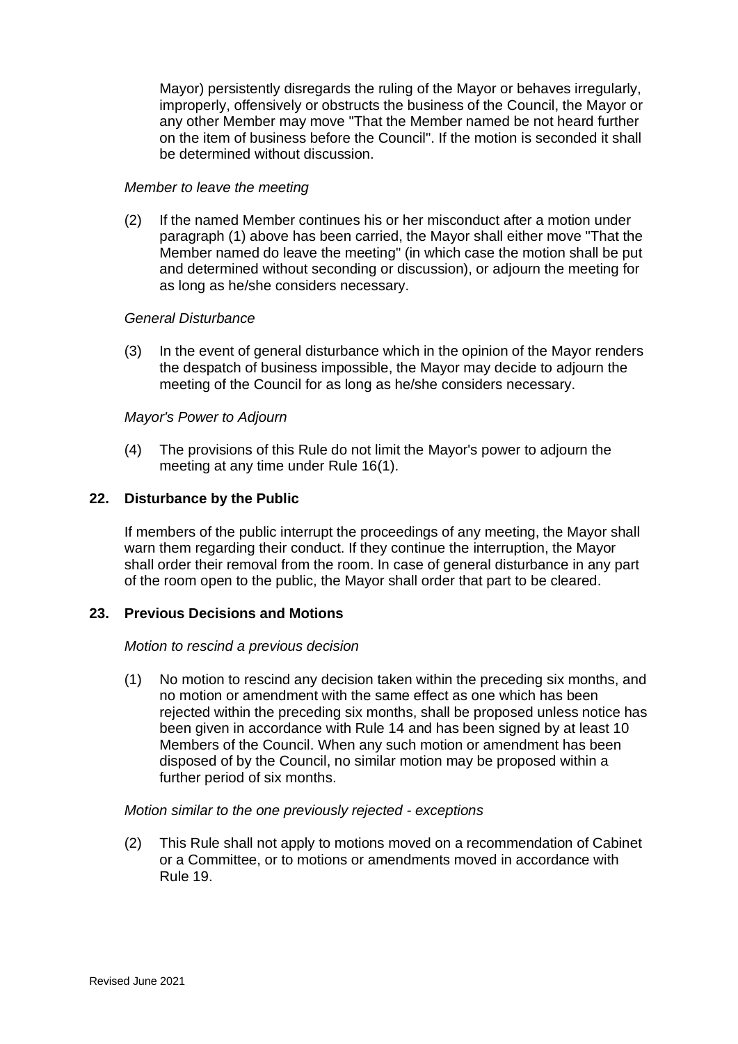Mayor) persistently disregards the ruling of the Mayor or behaves irregularly, improperly, offensively or obstructs the business of the Council, the Mayor or any other Member may move "That the Member named be not heard further on the item of business before the Council". If the motion is seconded it shall be determined without discussion.

*Member to leave the meeting*

(2) If the named Member continues his or her misconduct after a motion under paragraph (1) above has been carried, the Mayor shall either move "That the Member named do leave the meeting" (in which case the motion shall be put and determined without seconding or discussion), or adjourn the meeting for as long as he/she considers necessary.

*General Disturbance*

(3) In the event of general disturbance which in the opinion of the Mayor renders the despatch of business impossible, the Mayor may decide to adjourn the meeting of the Council for as long as he/she considers necessary.

*Mayor's Power to Adjourn*

(4) The provisions of this Rule do not limit the Mayor's power to adjourn the meeting at any time under Rule 16(1).

## 22. Disturbance by the Public

If members of the public interrupt the proceedings of any meeting, the Mayor shall warn them regarding their conduct. If they continue the interruption, the Mayor shall order their removal from the room. In case of general disturbance in any part of the room open to the public, the Mayor shall order that part to be cleared.

## 23. Previous Decisions and Motions

*Motion to rescind a previous decision*

(1) No motion to rescind any decision taken within the preceding six months, and no motion or amendment with the same effect as one which has been rejected within the preceding six months, shall be proposed unless notice has been given in accordance with Rule 14 and has been signed by at least 10 Members of the Council. When any such motion or amendment has been disposed of by the Council, no similar motion may be proposed within a further period of six months.

*Motion similar to the one previously rejected - exceptions*

(2) This Rule shall not apply to motions moved on a recommendation of Cabinet or a Committee, or to motions or amendments moved in accordance with Rule 19.

Revised June 2021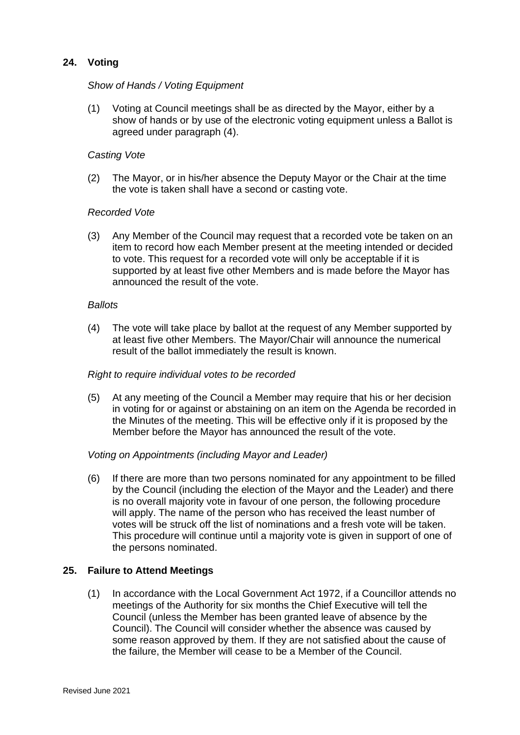## 24. Voting

*Show of Hands / Voting Equipment*

(1) Voting at Council meetings shall be as directed by the Mayor, either by a show of hands or by use of the electronic voting equipment unless a Ballot is agreed under paragraph (4).

*Casting Vote*

(2) The Mayor, or in his/her absence the Deputy Mayor or the Chair at the time the vote is taken shall have a second or casting vote.

*Recorded Vote*

(3) Any Member of the Council may request that a recorded vote be taken on an item to record how each Member present at the meeting intended or decided to vote. This request for a recorded vote will only be acceptable if it is supported by at least five other Members and is made before the Mayor has announced the result of the vote.

*Ballots*

(4) The vote will take place by ballot at the request of any Member supported by at least five other Members. The Mayor/Chair will announce the numerical result of the ballot immediately the result is known.

*Right to require individual votes to be recorded*

(5) At any meeting of the Council a Member may require that his or her decision in voting for or against or abstaining on an item on the Agenda be recorded in the Minutes of the meeting. This will be effective only if it is proposed by the Member before the Mayor has announced the result of the vote.

*Voting on Appointments (including Mayor and Leader)*

(6) If there are more than two persons nominated for any appointment to be filled by the Council (including the election of the Mayor and the Leader) and there is no overall majority vote in favour of one person, the following procedure will apply. The name of the person who has received the least number of votes will be struck off the list of nominations and a fresh vote will be taken. This procedure will continue until a majority vote is given in support of one of the persons nominated.

## 25. Failure to Attend Meetings

(1) In accordance with the Local Government Act 1972, if a Councillor attends no meetings of the Authority for six months the Chief Executive will tell the Council (unless the Member has been granted leave of absence by the Council). The Council will consider whether the absence was caused by some reason approved by them. If they are not satisfied about the cause of the failure, the Member will cease to be a Member of the Council.

Revised June 2021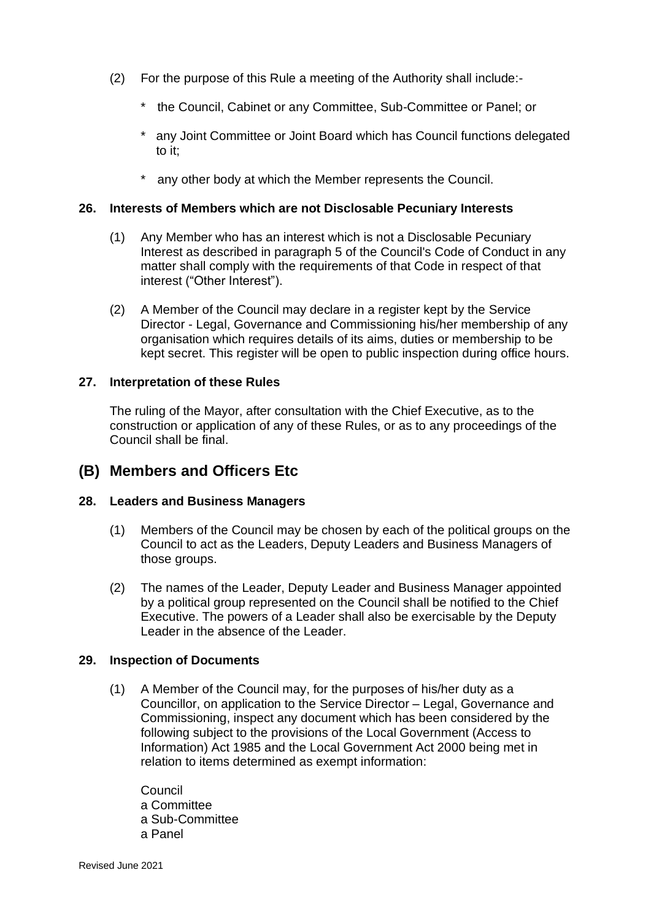(2) For the purpose of this Rule a meeting of the Authority shall include:-

  * the Council, Cabinet or any Committee, Sub-Committee or Panel; or

  * any Joint Committee or Joint Board which has Council functions delegated to it;

  * any other body at which the Member represents the Council.

### 26. Interests of Members which are not Disclosable Pecuniary Interests

(1) Any Member who has an interest which is not a Disclosable Pecuniary Interest as described in paragraph 5 of the Council's Code of Conduct in any matter shall comply with the requirements of that Code in respect of that interest ("Other Interest").

(2) A Member of the Council may declare in a register kept by the Service Director - Legal, Governance and Commissioning his/her membership of any organisation which requires details of its aims, duties or membership to be kept secret. This register will be open to public inspection during office hours.

### 27. Interpretation of these Rules

The ruling of the Mayor, after consultation with the Chief Executive, as to the construction or application of any of these Rules, or as to any proceedings of the Council shall be final.

## (B) Members and Officers Etc

### 28. Leaders and Business Managers

(1) Members of the Council may be chosen by each of the political groups on the Council to act as the Leaders, Deputy Leaders and Business Managers of those groups.

(2) The names of the Leader, Deputy Leader and Business Manager appointed by a political group represented on the Council shall be notified to the Chief Executive. The powers of a Leader shall also be exercisable by the Deputy Leader in the absence of the Leader.

### 29. Inspection of Documents

(1) A Member of the Council may, for the purposes of his/her duty as a Councillor, on application to the Service Director – Legal, Governance and Commissioning, inspect any document which has been considered by the following subject to the provisions of the Local Government (Access to Information) Act 1985 and the Local Government Act 2000 being met in relation to items determined as exempt information:

Council
a Committee
a Sub-Committee
a Panel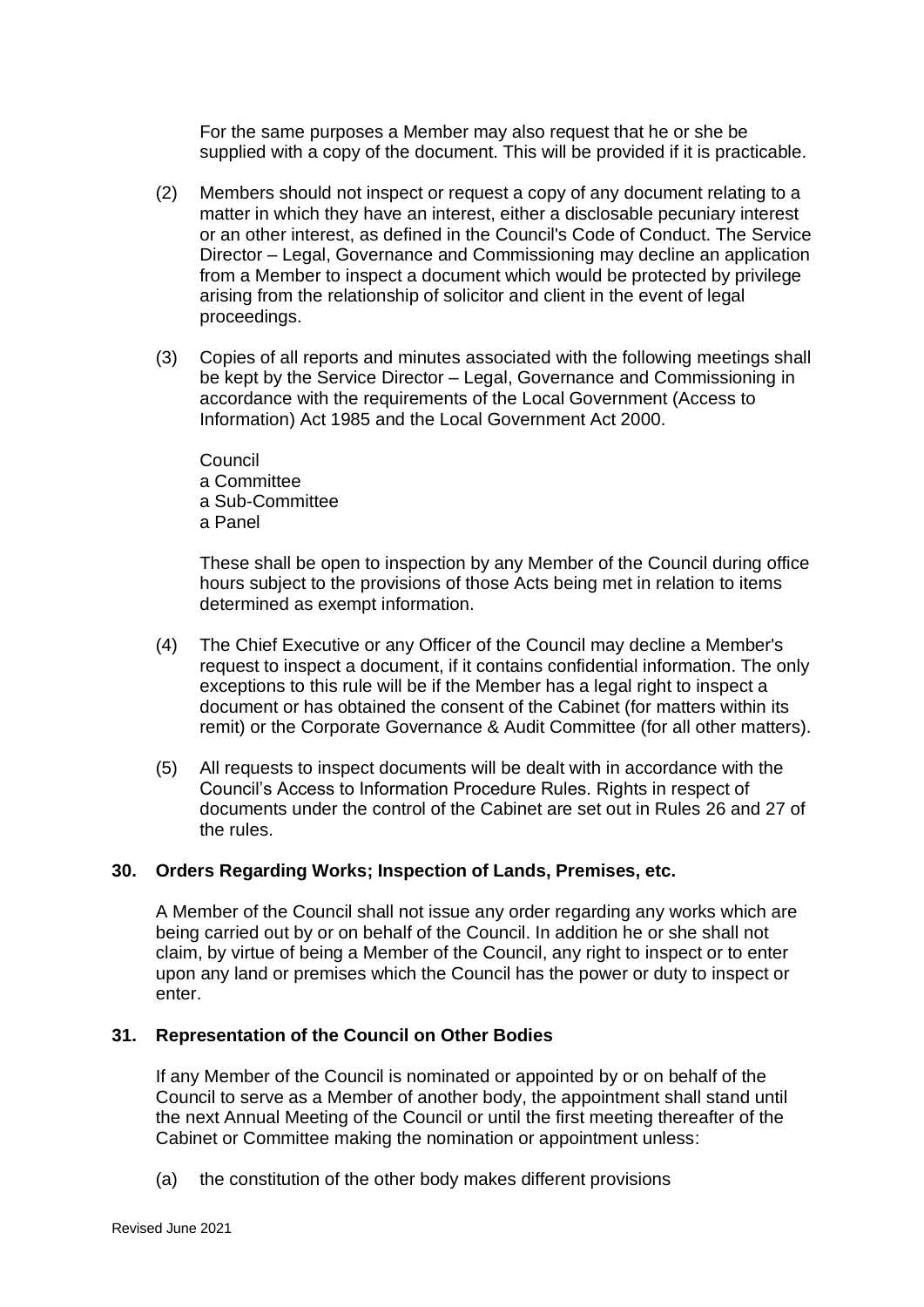For the same purposes a Member may also request that he or she be supplied with a copy of the document. This will be provided if it is practicable.

(2) Members should not inspect or request a copy of any document relating to a matter in which they have an interest, either a disclosable pecuniary interest or an other interest, as defined in the Council's Code of Conduct. The Service Director – Legal, Governance and Commissioning may decline an application from a Member to inspect a document which would be protected by privilege arising from the relationship of solicitor and client in the event of legal proceedings.

(3) Copies of all reports and minutes associated with the following meetings shall be kept by the Service Director – Legal, Governance and Commissioning in accordance with the requirements of the Local Government (Access to Information) Act 1985 and the Local Government Act 2000.

Council
a Committee
a Sub-Committee
a Panel

These shall be open to inspection by any Member of the Council during office hours subject to the provisions of those Acts being met in relation to items determined as exempt information.

(4) The Chief Executive or any Officer of the Council may decline a Member's request to inspect a document, if it contains confidential information. The only exceptions to this rule will be if the Member has a legal right to inspect a document or has obtained the consent of the Cabinet (for matters within its remit) or the Corporate Governance & Audit Committee (for all other matters).

(5) All requests to inspect documents will be dealt with in accordance with the Council's Access to Information Procedure Rules. Rights in respect of documents under the control of the Cabinet are set out in Rules 26 and 27 of the rules.

## 30. Orders Regarding Works; Inspection of Lands, Premises, etc.

A Member of the Council shall not issue any order regarding any works which are being carried out by or on behalf of the Council. In addition he or she shall not claim, by virtue of being a Member of the Council, any right to inspect or to enter upon any land or premises which the Council has the power or duty to inspect or enter.

## 31. Representation of the Council on Other Bodies

If any Member of the Council is nominated or appointed by or on behalf of the Council to serve as a Member of another body, the appointment shall stand until the next Annual Meeting of the Council or until the first meeting thereafter of the Cabinet or Committee making the nomination or appointment unless:

(a) the constitution of the other body makes different provisions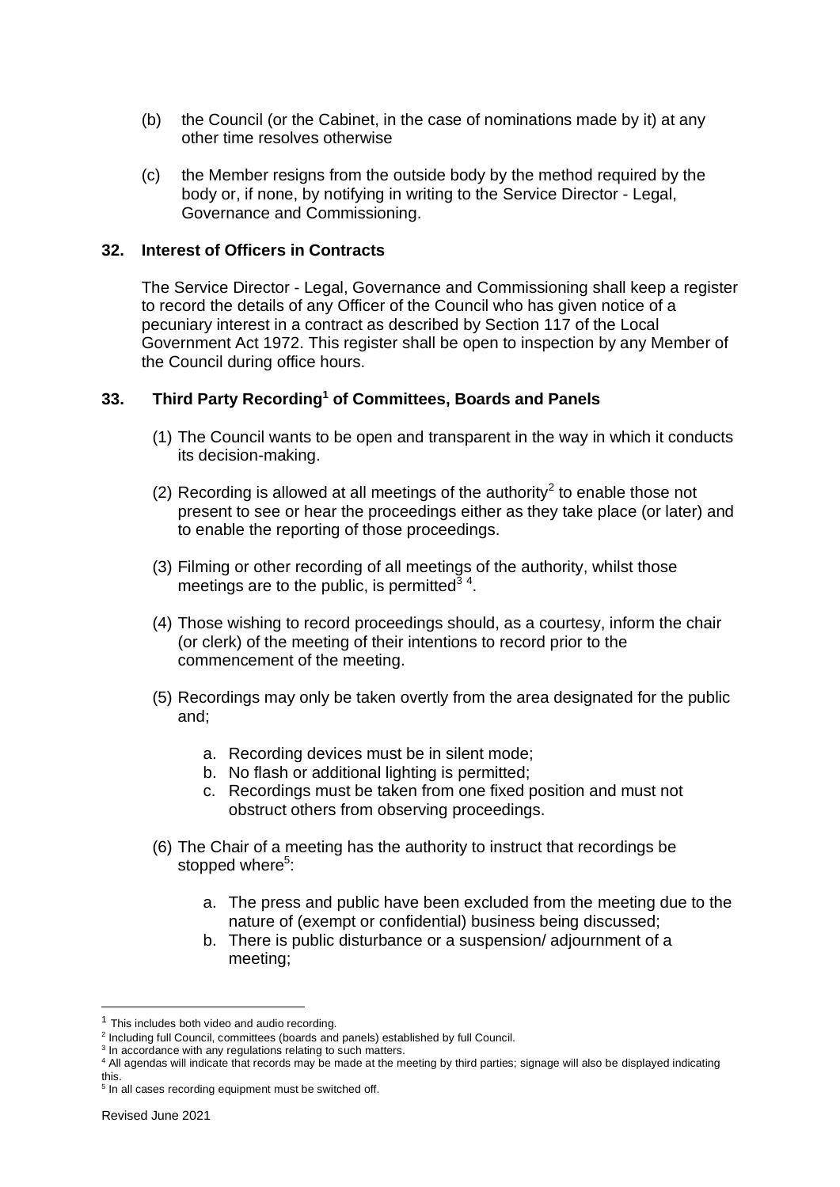(b) the Council (or the Cabinet, in the case of nominations made by it) at any other time resolves otherwise

(c) the Member resigns from the outside body by the method required by the body or, if none, by notifying in writing to the Service Director - Legal, Governance and Commissioning.

## 32. Interest of Officers in Contracts

The Service Director - Legal, Governance and Commissioning shall keep a register to record the details of any Officer of the Council who has given notice of a pecuniary interest in a contract as described by Section 117 of the Local Government Act 1972. This register shall be open to inspection by any Member of the Council during office hours.

## 33. Third Party Recording[1] of Committees, Boards and Panels

(1) The Council wants to be open and transparent in the way in which it conducts its decision-making.

(2) Recording is allowed at all meetings of the authority[2] to enable those not present to see or hear the proceedings either as they take place (or later) and to enable the reporting of those proceedings.

(3) Filming or other recording of all meetings of the authority, whilst those meetings are to the public, is permitted[3] [4].

(4) Those wishing to record proceedings should, as a courtesy, inform the chair (or clerk) of the meeting of their intentions to record prior to the commencement of the meeting.

(5) Recordings may only be taken overtly from the area designated for the public and;

   a. Recording devices must be in silent mode;
   b. No flash or additional lighting is permitted;
   c. Recordings must be taken from one fixed position and must not obstruct others from observing proceedings.

(6) The Chair of a meeting has the authority to instruct that recordings be stopped where[5]:

   a. The press and public have been excluded from the meeting due to the nature of (exempt or confidential) business being discussed;
   b. There is public disturbance or a suspension/ adjournment of a meeting;

---

[1] This includes both video and audio recording.
[2] Including full Council, committees (boards and panels) established by full Council.
[3] In accordance with any regulations relating to such matters.
[4] All agendas will indicate that records may be made at the meeting by third parties; signage will also be displayed indicating this.
[5] In all cases recording equipment must be switched off.

Revised June 2021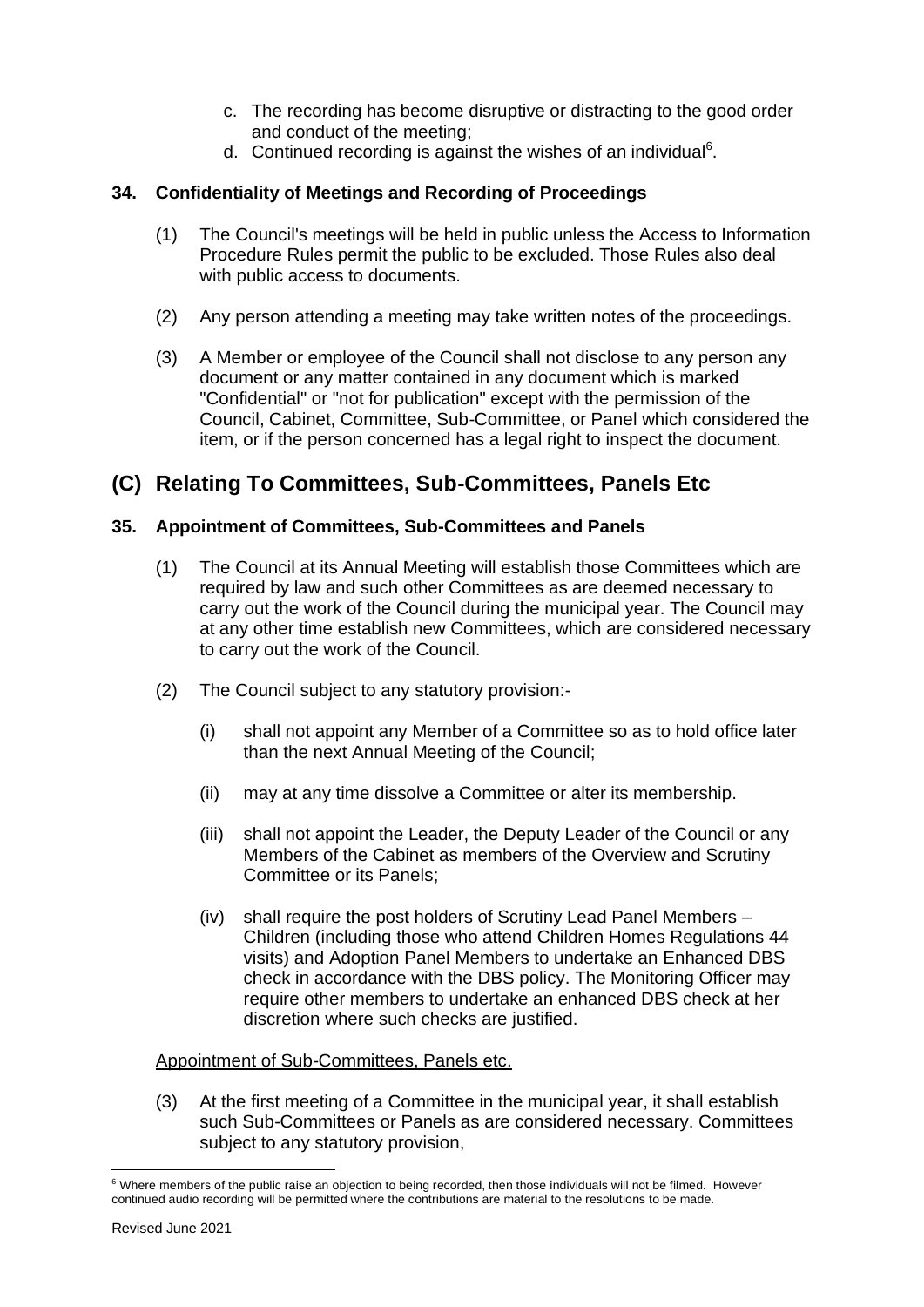c. The recording has become disruptive or distracting to the good order and conduct of the meeting;
d. Continued recording is against the wishes of an individual[6].

**34. Confidentiality of Meetings and Recording of Proceedings**

(1) The Council's meetings will be held in public unless the Access to Information Procedure Rules permit the public to be excluded. Those Rules also deal with public access to documents.

(2) Any person attending a meeting may take written notes of the proceedings.

(3) A Member or employee of the Council shall not disclose to any person any document or any matter contained in any document which is marked "Confidential" or "not for publication" except with the permission of the Council, Cabinet, Committee, Sub-Committee, or Panel which considered the item, or if the person concerned has a legal right to inspect the document.

# (C) Relating To Committees, Sub-Committees, Panels Etc

**35. Appointment of Committees, Sub-Committees and Panels**

(1) The Council at its Annual Meeting will establish those Committees which are required by law and such other Committees as are deemed necessary to carry out the work of the Council during the municipal year. The Council may at any other time establish new Committees, which are considered necessary to carry out the work of the Council.

(2) The Council subject to any statutory provision:-

(i) shall not appoint any Member of a Committee so as to hold office later than the next Annual Meeting of the Council;

(ii) may at any time dissolve a Committee or alter its membership.

(iii) shall not appoint the Leader, the Deputy Leader of the Council or any Members of the Cabinet as members of the Overview and Scrutiny Committee or its Panels;

(iv) shall require the post holders of Scrutiny Lead Panel Members – Children (including those who attend Children Homes Regulations 44 visits) and Adoption Panel Members to undertake an Enhanced DBS check in accordance with the DBS policy. The Monitoring Officer may require other members to undertake an enhanced DBS check at her discretion where such checks are justified.

Appointment of Sub-Committees, Panels etc.

(3) At the first meeting of a Committee in the municipal year, it shall establish such Sub-Committees or Panels as are considered necessary. Committees subject to any statutory provision,

[6] Where members of the public raise an objection to being recorded, then those individuals will not be filmed. However continued audio recording will be permitted where the contributions are material to the resolutions to be made.

Revised June 2021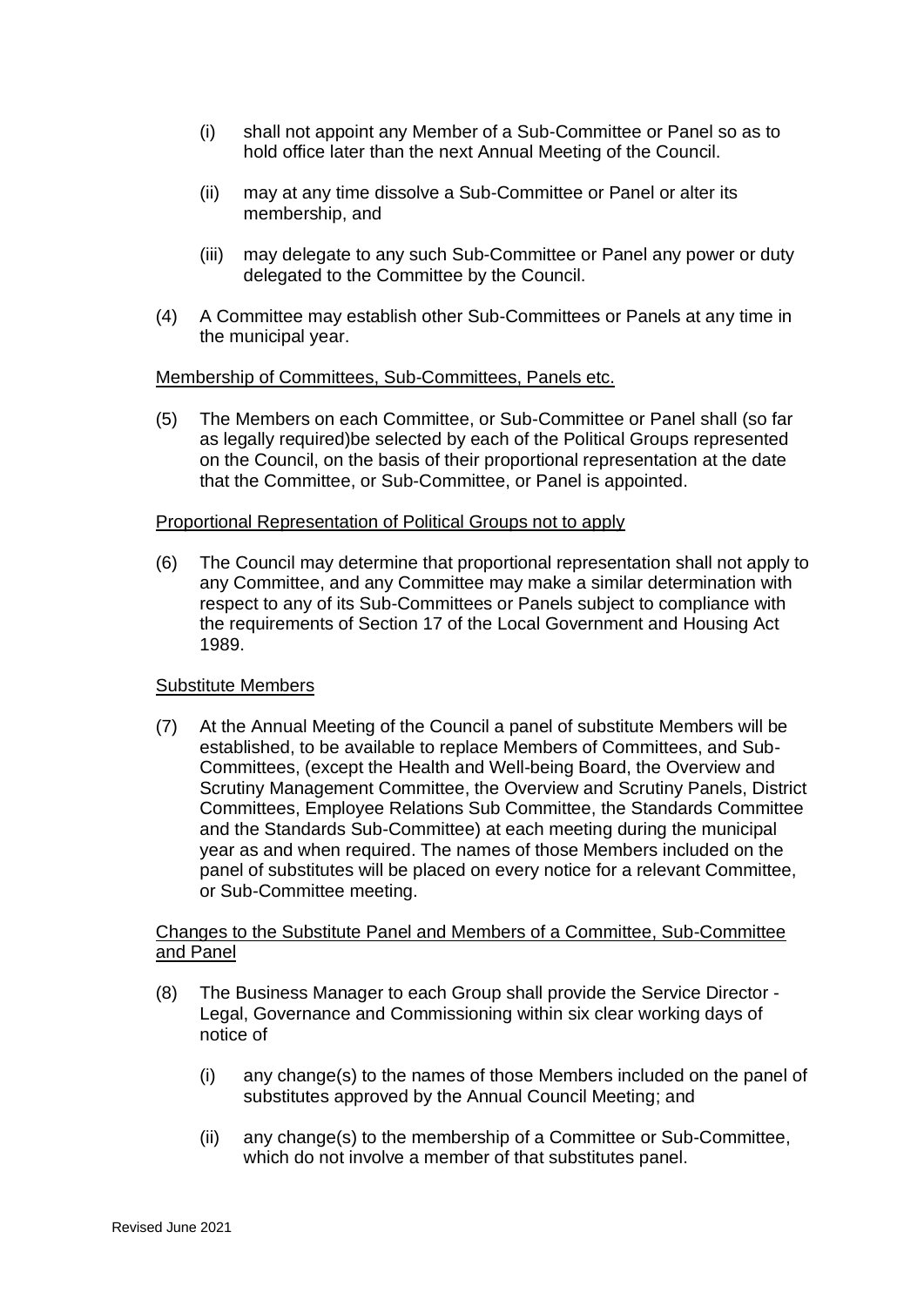(i) shall not appoint any Member of a Sub-Committee or Panel so as to hold office later than the next Annual Meeting of the Council.

(ii) may at any time dissolve a Sub-Committee or Panel or alter its membership, and

(iii) may delegate to any such Sub-Committee or Panel any power or duty delegated to the Committee by the Council.

(4) A Committee may establish other Sub-Committees or Panels at any time in the municipal year.

<u>Membership of Committees, Sub-Committees, Panels etc.</u>

(5) The Members on each Committee, or Sub-Committee or Panel shall (so far as legally required)be selected by each of the Political Groups represented on the Council, on the basis of their proportional representation at the date that the Committee, or Sub-Committee, or Panel is appointed.

<u>Proportional Representation of Political Groups not to apply</u>

(6) The Council may determine that proportional representation shall not apply to any Committee, and any Committee may make a similar determination with respect to any of its Sub-Committees or Panels subject to compliance with the requirements of Section 17 of the Local Government and Housing Act 1989.

<u>Substitute Members</u>

(7) At the Annual Meeting of the Council a panel of substitute Members will be established, to be available to replace Members of Committees, and Sub-Committees, (except the Health and Well-being Board, the Overview and Scrutiny Management Committee, the Overview and Scrutiny Panels, District Committees, Employee Relations Sub Committee, the Standards Committee and the Standards Sub-Committee) at each meeting during the municipal year as and when required. The names of those Members included on the panel of substitutes will be placed on every notice for a relevant Committee, or Sub-Committee meeting.

<u>Changes to the Substitute Panel and Members of a Committee, Sub-Committee and Panel</u>

(8) The Business Manager to each Group shall provide the Service Director - Legal, Governance and Commissioning within six clear working days of notice of

(i) any change(s) to the names of those Members included on the panel of substitutes approved by the Annual Council Meeting; and

(ii) any change(s) to the membership of a Committee or Sub-Committee, which do not involve a member of that substitutes panel.

Revised June 2021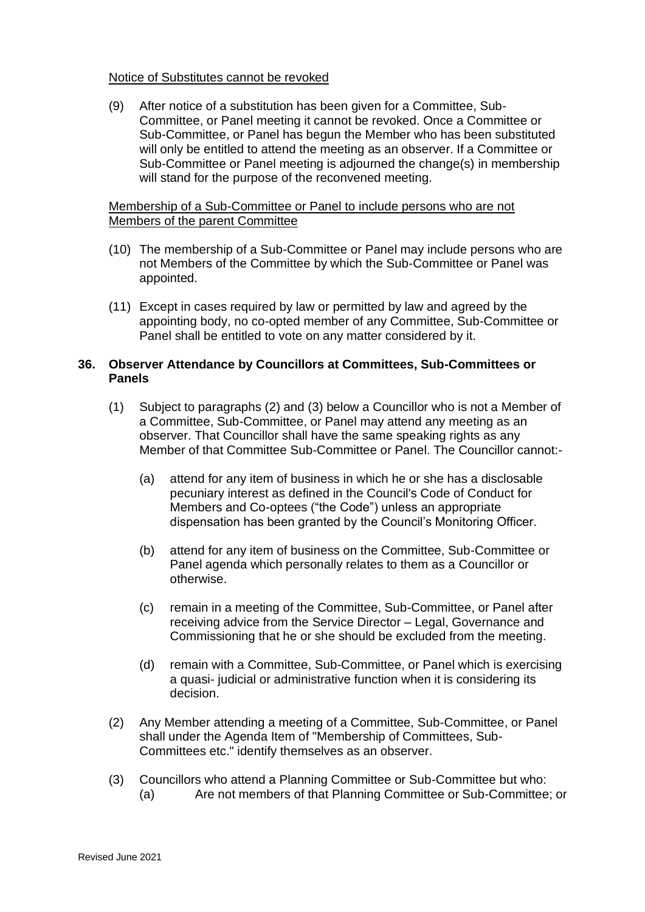Notice of Substitutes cannot be revoked

(9) After notice of a substitution has been given for a Committee, Sub-Committee, or Panel meeting it cannot be revoked. Once a Committee or Sub-Committee, or Panel has begun the Member who has been substituted will only be entitled to attend the meeting as an observer. If a Committee or Sub-Committee or Panel meeting is adjourned the change(s) in membership will stand for the purpose of the reconvened meeting.

Membership of a Sub-Committee or Panel to include persons who are not Members of the parent Committee

(10) The membership of a Sub-Committee or Panel may include persons who are not Members of the Committee by which the Sub-Committee or Panel was appointed.

(11) Except in cases required by law or permitted by law and agreed by the appointing body, no co-opted member of any Committee, Sub-Committee or Panel shall be entitled to vote on any matter considered by it.

## 36. Observer Attendance by Councillors at Committees, Sub-Committees or Panels

(1) Subject to paragraphs (2) and (3) below a Councillor who is not a Member of a Committee, Sub-Committee, or Panel may attend any meeting as an observer. That Councillor shall have the same speaking rights as any Member of that Committee Sub-Committee or Panel. The Councillor cannot:-

(a) attend for any item of business in which he or she has a disclosable pecuniary interest as defined in the Council's Code of Conduct for Members and Co-optees ("the Code") unless an appropriate dispensation has been granted by the Council's Monitoring Officer.

(b) attend for any item of business on the Committee, Sub-Committee or Panel agenda which personally relates to them as a Councillor or otherwise.

(c) remain in a meeting of the Committee, Sub-Committee, or Panel after receiving advice from the Service Director – Legal, Governance and Commissioning that he or she should be excluded from the meeting.

(d) remain with a Committee, Sub-Committee, or Panel which is exercising a quasi- judicial or administrative function when it is considering its decision.

(2) Any Member attending a meeting of a Committee, Sub-Committee, or Panel shall under the Agenda Item of "Membership of Committees, Sub-Committees etc." identify themselves as an observer.

(3) Councillors who attend a Planning Committee or Sub-Committee but who:
(a) Are not members of that Planning Committee or Sub-Committee; or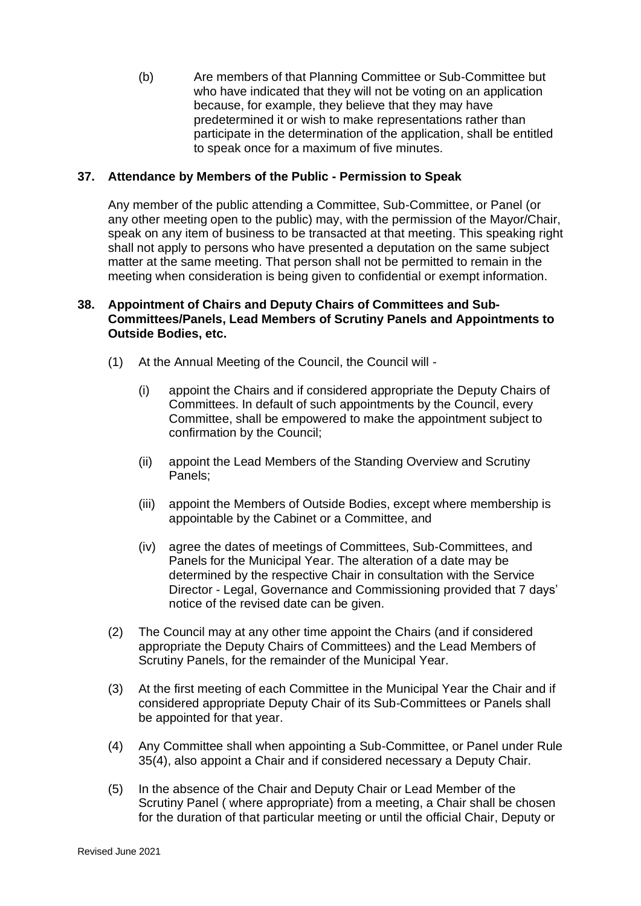(b) Are members of that Planning Committee or Sub-Committee but who have indicated that they will not be voting on an application because, for example, they believe that they may have predetermined it or wish to make representations rather than participate in the determination of the application, shall be entitled to speak once for a maximum of five minutes.

### 37. Attendance by Members of the Public - Permission to Speak

Any member of the public attending a Committee, Sub-Committee, or Panel (or any other meeting open to the public) may, with the permission of the Mayor/Chair, speak on any item of business to be transacted at that meeting. This speaking right shall not apply to persons who have presented a deputation on the same subject matter at the same meeting. That person shall not be permitted to remain in the meeting when consideration is being given to confidential or exempt information.

### 38. Appointment of Chairs and Deputy Chairs of Committees and Sub-Committees/Panels, Lead Members of Scrutiny Panels and Appointments to Outside Bodies, etc.

(1) At the Annual Meeting of the Council, the Council will -

(i) appoint the Chairs and if considered appropriate the Deputy Chairs of Committees. In default of such appointments by the Council, every Committee, shall be empowered to make the appointment subject to confirmation by the Council;

(ii) appoint the Lead Members of the Standing Overview and Scrutiny Panels;

(iii) appoint the Members of Outside Bodies, except where membership is appointable by the Cabinet or a Committee, and

(iv) agree the dates of meetings of Committees, Sub-Committees, and Panels for the Municipal Year. The alteration of a date may be determined by the respective Chair in consultation with the Service Director - Legal, Governance and Commissioning provided that 7 days' notice of the revised date can be given.

(2) The Council may at any other time appoint the Chairs (and if considered appropriate the Deputy Chairs of Committees) and the Lead Members of Scrutiny Panels, for the remainder of the Municipal Year.

(3) At the first meeting of each Committee in the Municipal Year the Chair and if considered appropriate Deputy Chair of its Sub-Committees or Panels shall be appointed for that year.

(4) Any Committee shall when appointing a Sub-Committee, or Panel under Rule 35(4), also appoint a Chair and if considered necessary a Deputy Chair.

(5) In the absence of the Chair and Deputy Chair or Lead Member of the Scrutiny Panel ( where appropriate) from a meeting, a Chair shall be chosen for the duration of that particular meeting or until the official Chair, Deputy or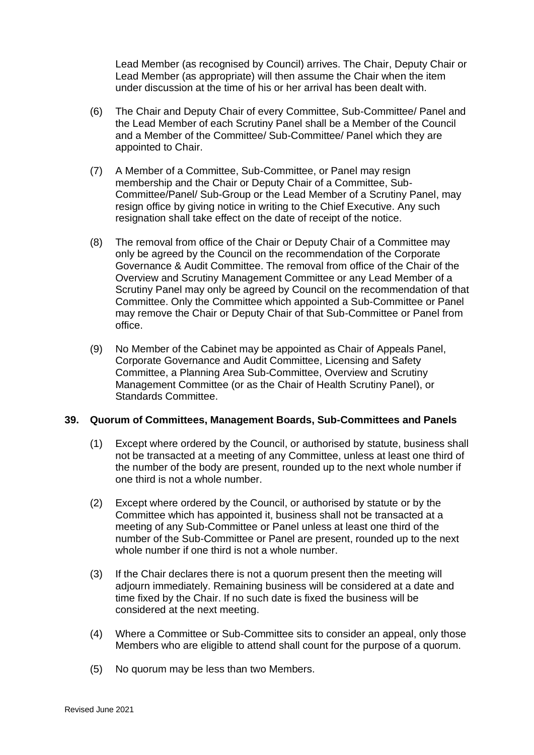Lead Member (as recognised by Council) arrives. The Chair, Deputy Chair or Lead Member (as appropriate) will then assume the Chair when the item under discussion at the time of his or her arrival has been dealt with.

(6) The Chair and Deputy Chair of every Committee, Sub-Committee/ Panel and the Lead Member of each Scrutiny Panel shall be a Member of the Council and a Member of the Committee/ Sub-Committee/ Panel which they are appointed to Chair.

(7) A Member of a Committee, Sub-Committee, or Panel may resign membership and the Chair or Deputy Chair of a Committee, Sub-Committee/Panel/ Sub-Group or the Lead Member of a Scrutiny Panel, may resign office by giving notice in writing to the Chief Executive. Any such resignation shall take effect on the date of receipt of the notice.

(8) The removal from office of the Chair or Deputy Chair of a Committee may only be agreed by the Council on the recommendation of the Corporate Governance & Audit Committee. The removal from office of the Chair of the Overview and Scrutiny Management Committee or any Lead Member of a Scrutiny Panel may only be agreed by Council on the recommendation of that Committee. Only the Committee which appointed a Sub-Committee or Panel may remove the Chair or Deputy Chair of that Sub-Committee or Panel from office.

(9) No Member of the Cabinet may be appointed as Chair of Appeals Panel, Corporate Governance and Audit Committee, Licensing and Safety Committee, a Planning Area Sub-Committee, Overview and Scrutiny Management Committee (or as the Chair of Health Scrutiny Panel), or Standards Committee.

## 39. Quorum of Committees, Management Boards, Sub-Committees and Panels

(1) Except where ordered by the Council, or authorised by statute, business shall not be transacted at a meeting of any Committee, unless at least one third of the number of the body are present, rounded up to the next whole number if one third is not a whole number.

(2) Except where ordered by the Council, or authorised by statute or by the Committee which has appointed it, business shall not be transacted at a meeting of any Sub-Committee or Panel unless at least one third of the number of the Sub-Committee or Panel are present, rounded up to the next whole number if one third is not a whole number.

(3) If the Chair declares there is not a quorum present then the meeting will adjourn immediately. Remaining business will be considered at a date and time fixed by the Chair. If no such date is fixed the business will be considered at the next meeting.

(4) Where a Committee or Sub-Committee sits to consider an appeal, only those Members who are eligible to attend shall count for the purpose of a quorum.

(5) No quorum may be less than two Members.

Revised June 2021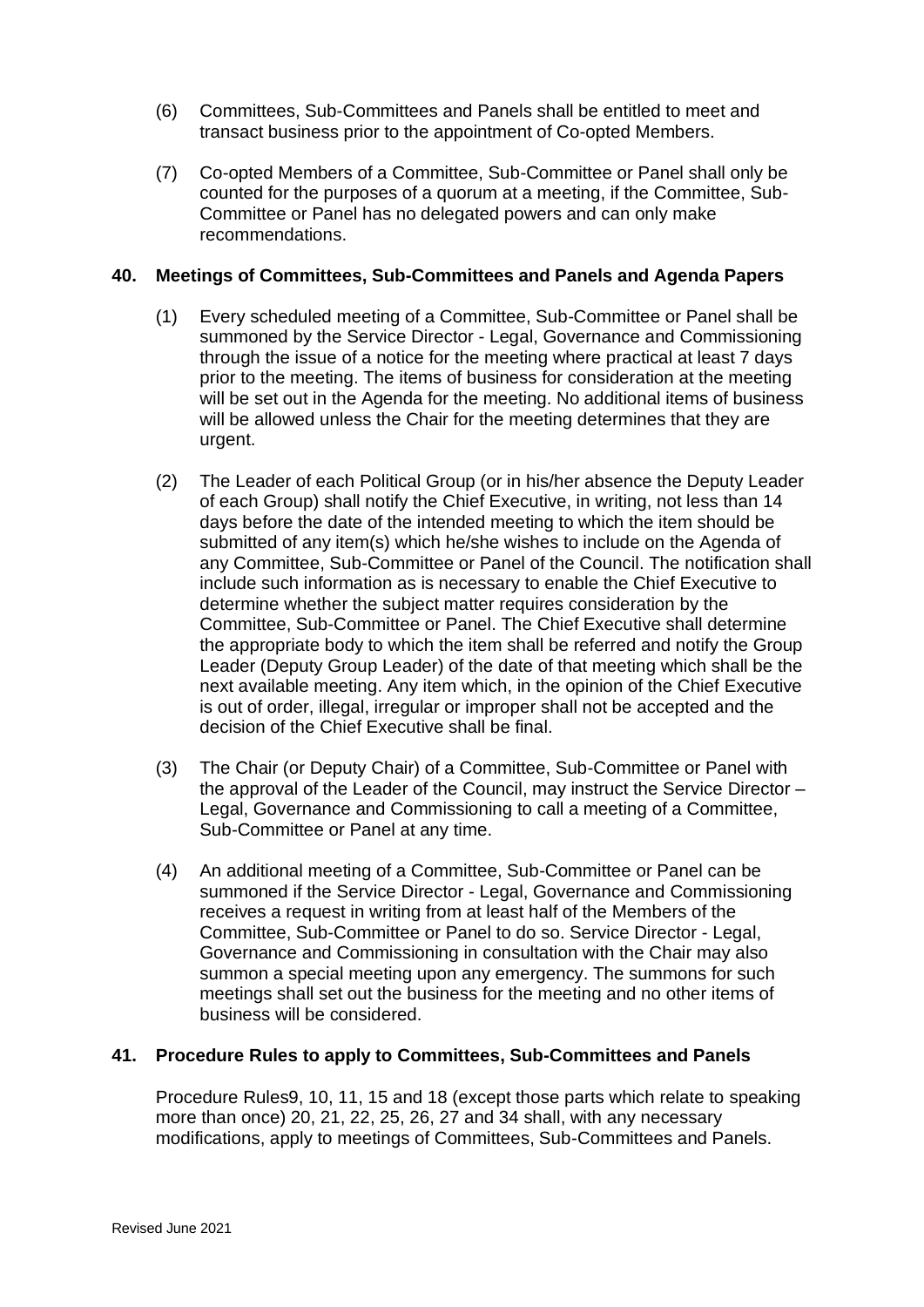(6) Committees, Sub-Committees and Panels shall be entitled to meet and transact business prior to the appointment of Co-opted Members.

(7) Co-opted Members of a Committee, Sub-Committee or Panel shall only be counted for the purposes of a quorum at a meeting, if the Committee, Sub-Committee or Panel has no delegated powers and can only make recommendations.

## 40. Meetings of Committees, Sub-Committees and Panels and Agenda Papers

(1) Every scheduled meeting of a Committee, Sub-Committee or Panel shall be summoned by the Service Director - Legal, Governance and Commissioning through the issue of a notice for the meeting where practical at least 7 days prior to the meeting. The items of business for consideration at the meeting will be set out in the Agenda for the meeting. No additional items of business will be allowed unless the Chair for the meeting determines that they are urgent.

(2) The Leader of each Political Group (or in his/her absence the Deputy Leader of each Group) shall notify the Chief Executive, in writing, not less than 14 days before the date of the intended meeting to which the item should be submitted of any item(s) which he/she wishes to include on the Agenda of any Committee, Sub-Committee or Panel of the Council. The notification shall include such information as is necessary to enable the Chief Executive to determine whether the subject matter requires consideration by the Committee, Sub-Committee or Panel. The Chief Executive shall determine the appropriate body to which the item shall be referred and notify the Group Leader (Deputy Group Leader) of the date of that meeting which shall be the next available meeting. Any item which, in the opinion of the Chief Executive is out of order, illegal, irregular or improper shall not be accepted and the decision of the Chief Executive shall be final.

(3) The Chair (or Deputy Chair) of a Committee, Sub-Committee or Panel with the approval of the Leader of the Council, may instruct the Service Director – Legal, Governance and Commissioning to call a meeting of a Committee, Sub-Committee or Panel at any time.

(4) An additional meeting of a Committee, Sub-Committee or Panel can be summoned if the Service Director - Legal, Governance and Commissioning receives a request in writing from at least half of the Members of the Committee, Sub-Committee or Panel to do so. Service Director - Legal, Governance and Commissioning in consultation with the Chair may also summon a special meeting upon any emergency. The summons for such meetings shall set out the business for the meeting and no other items of business will be considered.

## 41. Procedure Rules to apply to Committees, Sub-Committees and Panels

Procedure Rules9, 10, 11, 15 and 18 (except those parts which relate to speaking more than once) 20, 21, 22, 25, 26, 27 and 34 shall, with any necessary modifications, apply to meetings of Committees, Sub-Committees and Panels.

Revised June 2021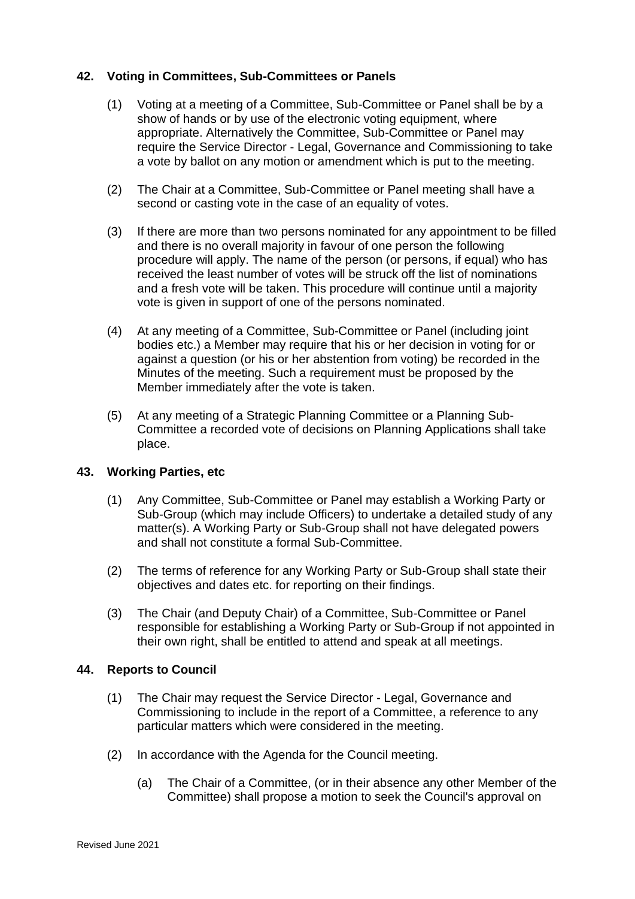## 42. Voting in Committees, Sub-Committees or Panels

(1) Voting at a meeting of a Committee, Sub-Committee or Panel shall be by a show of hands or by use of the electronic voting equipment, where appropriate. Alternatively the Committee, Sub-Committee or Panel may require the Service Director - Legal, Governance and Commissioning to take a vote by ballot on any motion or amendment which is put to the meeting.

(2) The Chair at a Committee, Sub-Committee or Panel meeting shall have a second or casting vote in the case of an equality of votes.

(3) If there are more than two persons nominated for any appointment to be filled and there is no overall majority in favour of one person the following procedure will apply. The name of the person (or persons, if equal) who has received the least number of votes will be struck off the list of nominations and a fresh vote will be taken. This procedure will continue until a majority vote is given in support of one of the persons nominated.

(4) At any meeting of a Committee, Sub-Committee or Panel (including joint bodies etc.) a Member may require that his or her decision in voting for or against a question (or his or her abstention from voting) be recorded in the Minutes of the meeting. Such a requirement must be proposed by the Member immediately after the vote is taken.

(5) At any meeting of a Strategic Planning Committee or a Planning Sub-Committee a recorded vote of decisions on Planning Applications shall take place.

## 43. Working Parties, etc

(1) Any Committee, Sub-Committee or Panel may establish a Working Party or Sub-Group (which may include Officers) to undertake a detailed study of any matter(s). A Working Party or Sub-Group shall not have delegated powers and shall not constitute a formal Sub-Committee.

(2) The terms of reference for any Working Party or Sub-Group shall state their objectives and dates etc. for reporting on their findings.

(3) The Chair (and Deputy Chair) of a Committee, Sub-Committee or Panel responsible for establishing a Working Party or Sub-Group if not appointed in their own right, shall be entitled to attend and speak at all meetings.

## 44. Reports to Council

(1) The Chair may request the Service Director - Legal, Governance and Commissioning to include in the report of a Committee, a reference to any particular matters which were considered in the meeting.

(2) In accordance with the Agenda for the Council meeting.

(a) The Chair of a Committee, (or in their absence any other Member of the Committee) shall propose a motion to seek the Council's approval on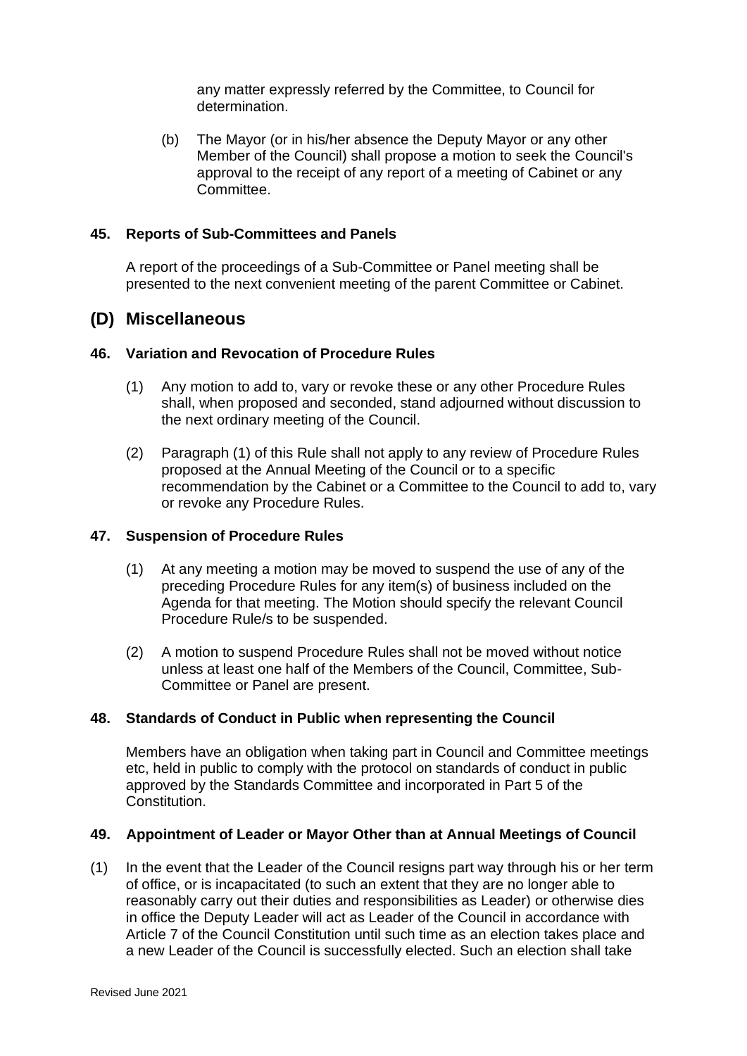any matter expressly referred by the Committee, to Council for determination.

(b) The Mayor (or in his/her absence the Deputy Mayor or any other Member of the Council) shall propose a motion to seek the Council's approval to the receipt of any report of a meeting of Cabinet or any Committee.

### 45. Reports of Sub-Committees and Panels

A report of the proceedings of a Sub-Committee or Panel meeting shall be presented to the next convenient meeting of the parent Committee or Cabinet.

## (D) Miscellaneous

### 46. Variation and Revocation of Procedure Rules

(1) Any motion to add to, vary or revoke these or any other Procedure Rules shall, when proposed and seconded, stand adjourned without discussion to the next ordinary meeting of the Council.

(2) Paragraph (1) of this Rule shall not apply to any review of Procedure Rules proposed at the Annual Meeting of the Council or to a specific recommendation by the Cabinet or a Committee to the Council to add to, vary or revoke any Procedure Rules.

### 47. Suspension of Procedure Rules

(1) At any meeting a motion may be moved to suspend the use of any of the preceding Procedure Rules for any item(s) of business included on the Agenda for that meeting. The Motion should specify the relevant Council Procedure Rule/s to be suspended.

(2) A motion to suspend Procedure Rules shall not be moved without notice unless at least one half of the Members of the Council, Committee, Sub-Committee or Panel are present.

### 48. Standards of Conduct in Public when representing the Council

Members have an obligation when taking part in Council and Committee meetings etc, held in public to comply with the protocol on standards of conduct in public approved by the Standards Committee and incorporated in Part 5 of the Constitution.

### 49. Appointment of Leader or Mayor Other than at Annual Meetings of Council

(1) In the event that the Leader of the Council resigns part way through his or her term of office, or is incapacitated (to such an extent that they are no longer able to reasonably carry out their duties and responsibilities as Leader) or otherwise dies in office the Deputy Leader will act as Leader of the Council in accordance with Article 7 of the Council Constitution until such time as an election takes place and a new Leader of the Council is successfully elected. Such an election shall take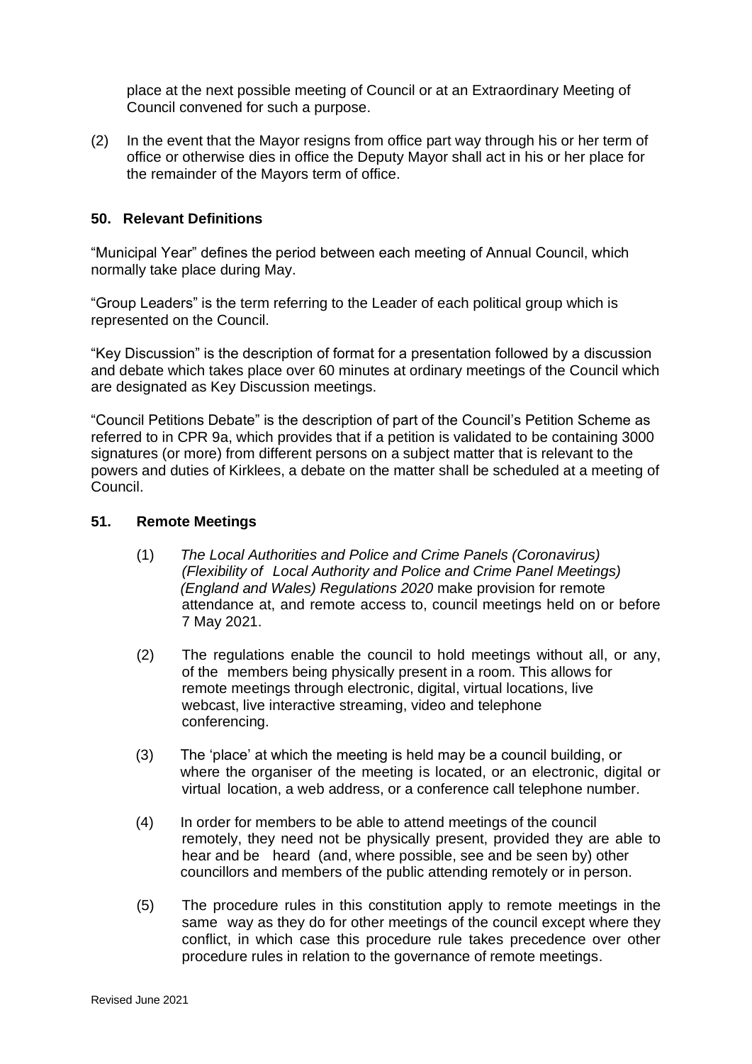place at the next possible meeting of Council or at an Extraordinary Meeting of Council convened for such a purpose.

(2) In the event that the Mayor resigns from office part way through his or her term of office or otherwise dies in office the Deputy Mayor shall act in his or her place for the remainder of the Mayors term of office.

### 50. Relevant Definitions

"Municipal Year" defines the period between each meeting of Annual Council, which normally take place during May.

"Group Leaders" is the term referring to the Leader of each political group which is represented on the Council.

"Key Discussion" is the description of format for a presentation followed by a discussion and debate which takes place over 60 minutes at ordinary meetings of the Council which are designated as Key Discussion meetings.

"Council Petitions Debate" is the description of part of the Council's Petition Scheme as referred to in CPR 9a, which provides that if a petition is validated to be containing 3000 signatures (or more) from different persons on a subject matter that is relevant to the powers and duties of Kirklees, a debate on the matter shall be scheduled at a meeting of Council.

### 51. Remote Meetings

(1) *The Local Authorities and Police and Crime Panels (Coronavirus) (Flexibility of Local Authority and Police and Crime Panel Meetings) (England and Wales) Regulations 2020* make provision for remote attendance at, and remote access to, council meetings held on or before 7 May 2021.

(2) The regulations enable the council to hold meetings without all, or any, of the members being physically present in a room. This allows for remote meetings through electronic, digital, virtual locations, live webcast, live interactive streaming, video and telephone conferencing.

(3) The 'place' at which the meeting is held may be a council building, or where the organiser of the meeting is located, or an electronic, digital or virtual location, a web address, or a conference call telephone number.

(4) In order for members to be able to attend meetings of the council remotely, they need not be physically present, provided they are able to hear and be heard (and, where possible, see and be seen by) other councillors and members of the public attending remotely or in person.

(5) The procedure rules in this constitution apply to remote meetings in the same way as they do for other meetings of the council except where they conflict, in which case this procedure rule takes precedence over other procedure rules in relation to the governance of remote meetings.

Revised June 2021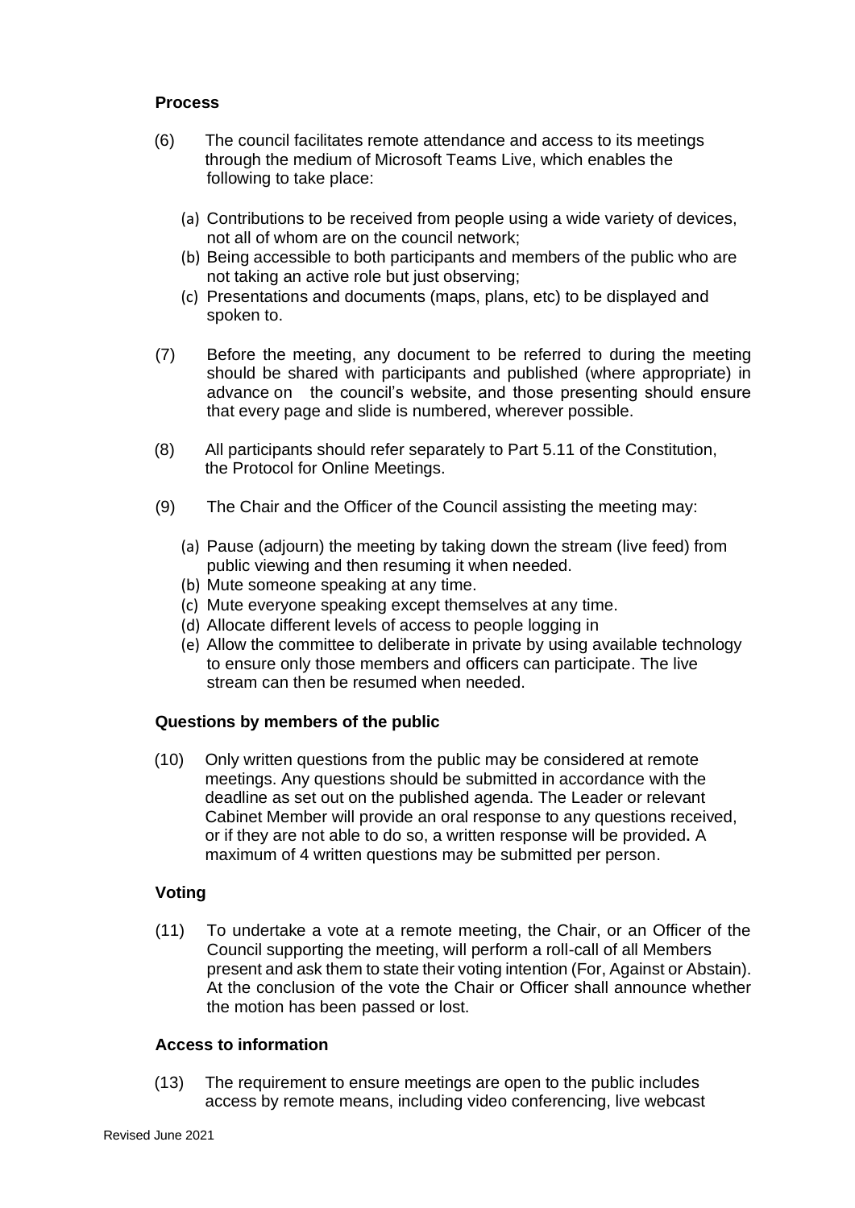**Process**

(6) The council facilitates remote attendance and access to its meetings through the medium of Microsoft Teams Live, which enables the following to take place:

(a) Contributions to be received from people using a wide variety of devices, not all of whom are on the council network;
(b) Being accessible to both participants and members of the public who are not taking an active role but just observing;
(c) Presentations and documents (maps, plans, etc) to be displayed and spoken to.

(7) Before the meeting, any document to be referred to during the meeting should be shared with participants and published (where appropriate) in advance on the council's website, and those presenting should ensure that every page and slide is numbered, wherever possible.

(8) All participants should refer separately to Part 5.11 of the Constitution, the Protocol for Online Meetings.

(9) The Chair and the Officer of the Council assisting the meeting may:

(a) Pause (adjourn) the meeting by taking down the stream (live feed) from public viewing and then resuming it when needed.
(b) Mute someone speaking at any time.
(c) Mute everyone speaking except themselves at any time.
(d) Allocate different levels of access to people logging in
(e) Allow the committee to deliberate in private by using available technology to ensure only those members and officers can participate. The live stream can then be resumed when needed.

**Questions by members of the public**

(10) Only written questions from the public may be considered at remote meetings. Any questions should be submitted in accordance with the deadline as set out on the published agenda. The Leader or relevant Cabinet Member will provide an oral response to any questions received, or if they are not able to do so, a written response will be provided. A maximum of 4 written questions may be submitted per person.

**Voting**

(11) To undertake a vote at a remote meeting, the Chair, or an Officer of the Council supporting the meeting, will perform a roll-call of all Members present and ask them to state their voting intention (For, Against or Abstain). At the conclusion of the vote the Chair or Officer shall announce whether the motion has been passed or lost.

**Access to information**

(13) The requirement to ensure meetings are open to the public includes access by remote means, including video conferencing, live webcast

Revised June 2021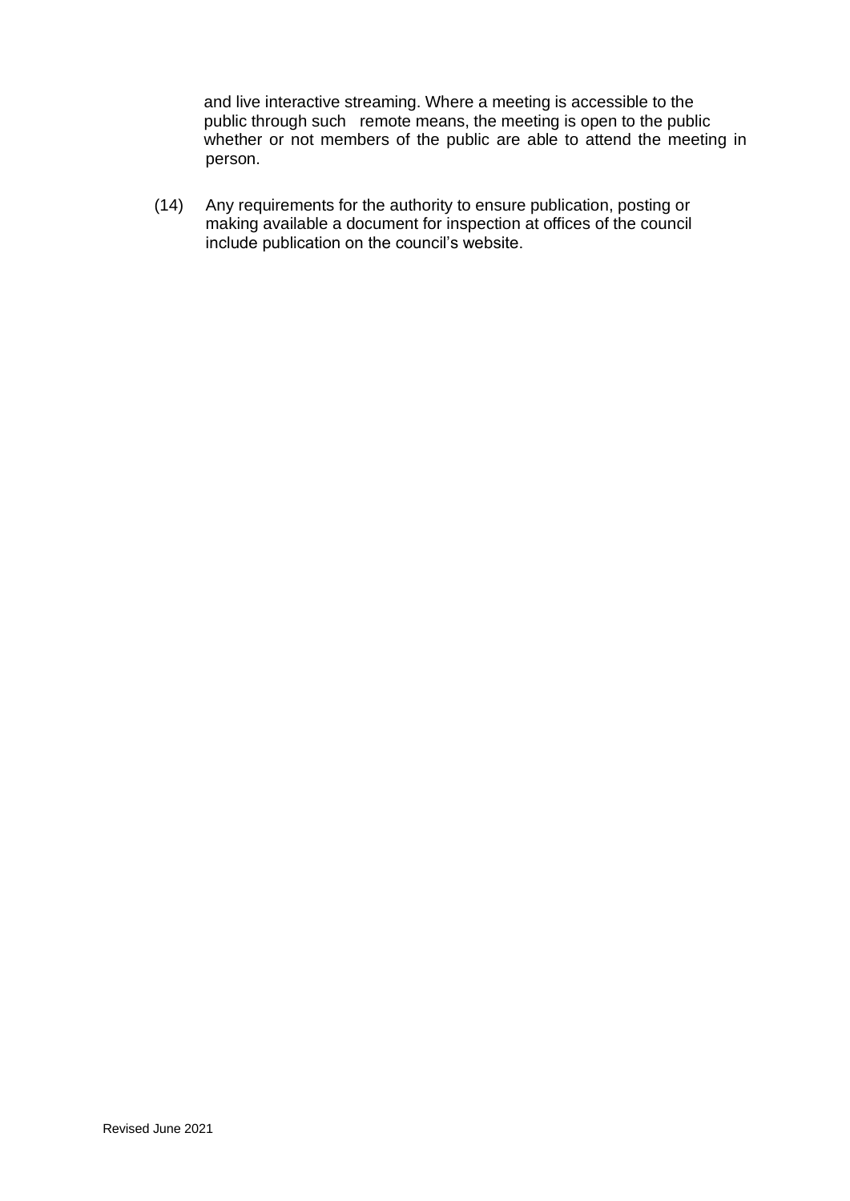and live interactive streaming. Where a meeting is accessible to the public through such remote means, the meeting is open to the public whether or not members of the public are able to attend the meeting in person.

(14) Any requirements for the authority to ensure publication, posting or making available a document for inspection at offices of the council include publication on the council's website.